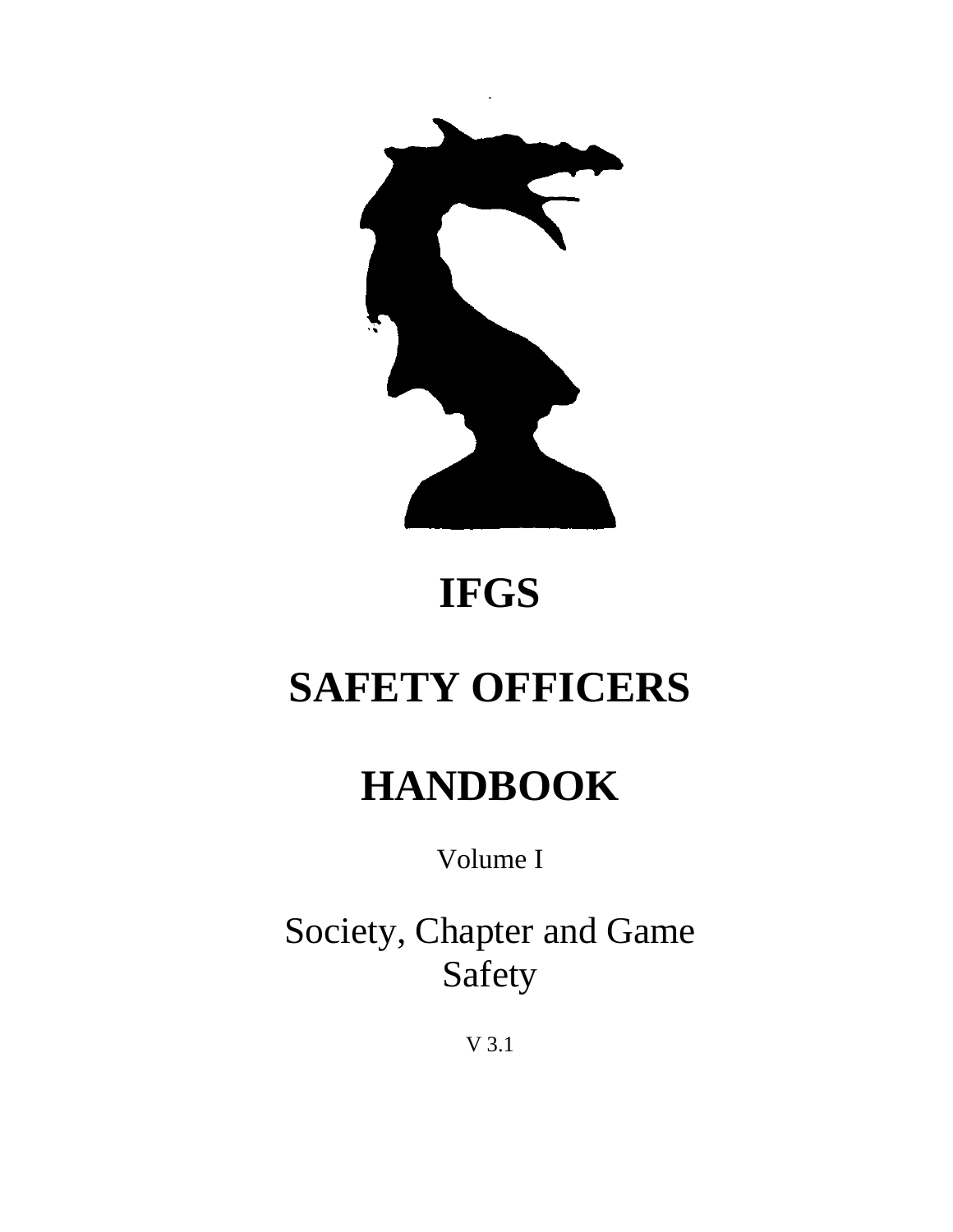# IFGS

# SAFETY OFFICERS

# HANDBOOK

Volume I

## Society, Chapter and Game Safety

V 3.1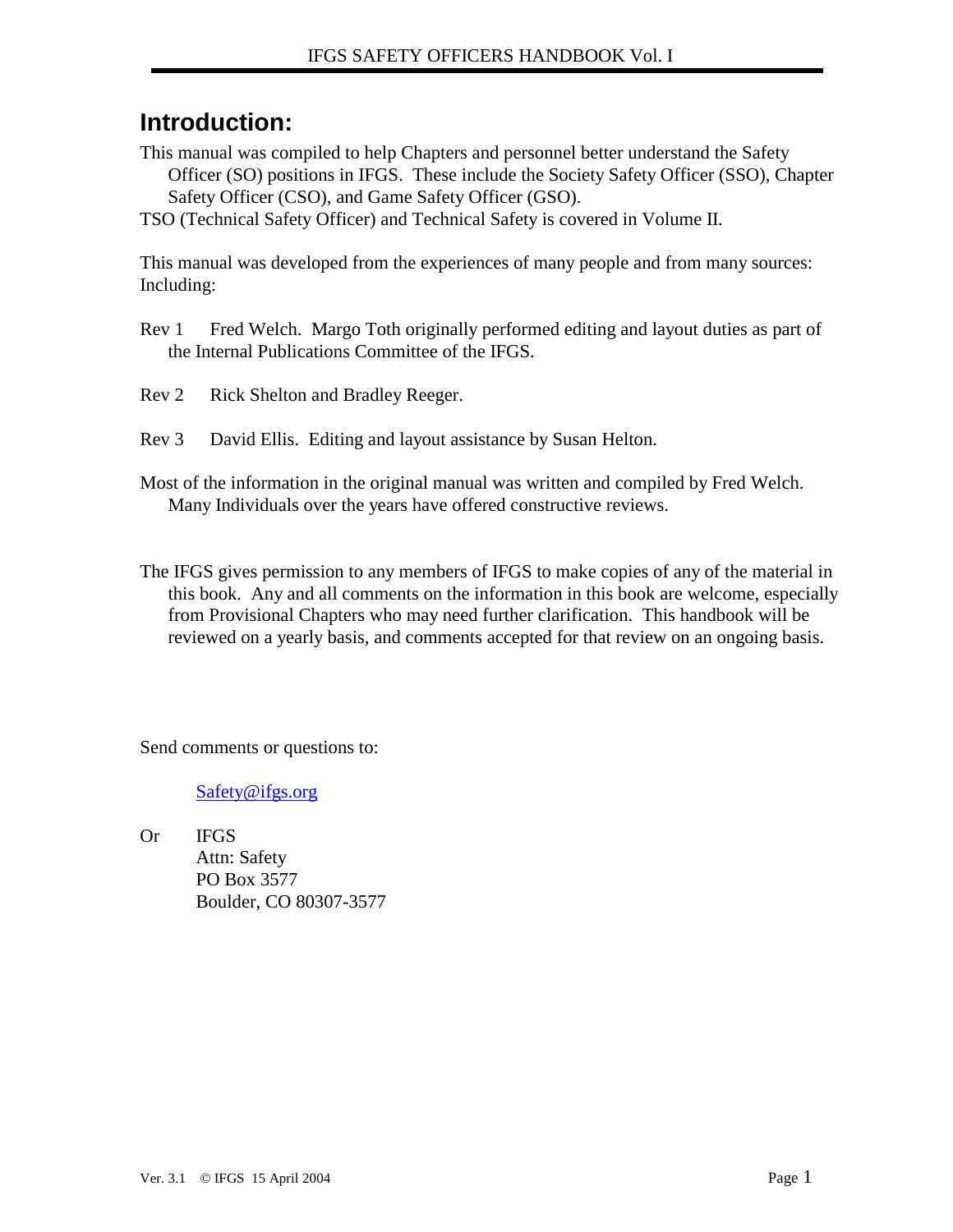# Introduction:

This manual was compiled to help Chapters and personnel better understand the Safety Officer (SO) positions in IFGS. These include the Society Safety Officer (SSO), Chapter Safety Officer (CSO), and Game Safety Officer (GSO).

TSO (Technical Safety Officer) and Technical Safety is covered in Volume II.

This manual was developed from the experiences of many people and from many sources: Including:

Rev 1 Fred Welch. Margo Toth originally performed editing and layout duties as part of the Internal Publications Committee of the IFGS.

Rev 2 Rick Shelton and Bradley Reeger.

Rev 3 David Ellis. Editing and layout assistance by Susan Helton.

Most of the information in the original manual was written and compiled by Fred Welch. Many Individuals over the years have offered constructive reviews.

The IFGS gives permission to any members of IFGS to make copies of any of the material in this book. Any and all comments on the information in this book are welcome, especially from Provisional Chapters who may need further clarification. This handbook will be reviewed on a yearly basis, and comments accepted for that review on an ongoing basis.

Send comments or questions to:

Safety@ifgs.org

Or IFGS
Attn: Safety
PO Box 3577
Boulder, CO 80307-3577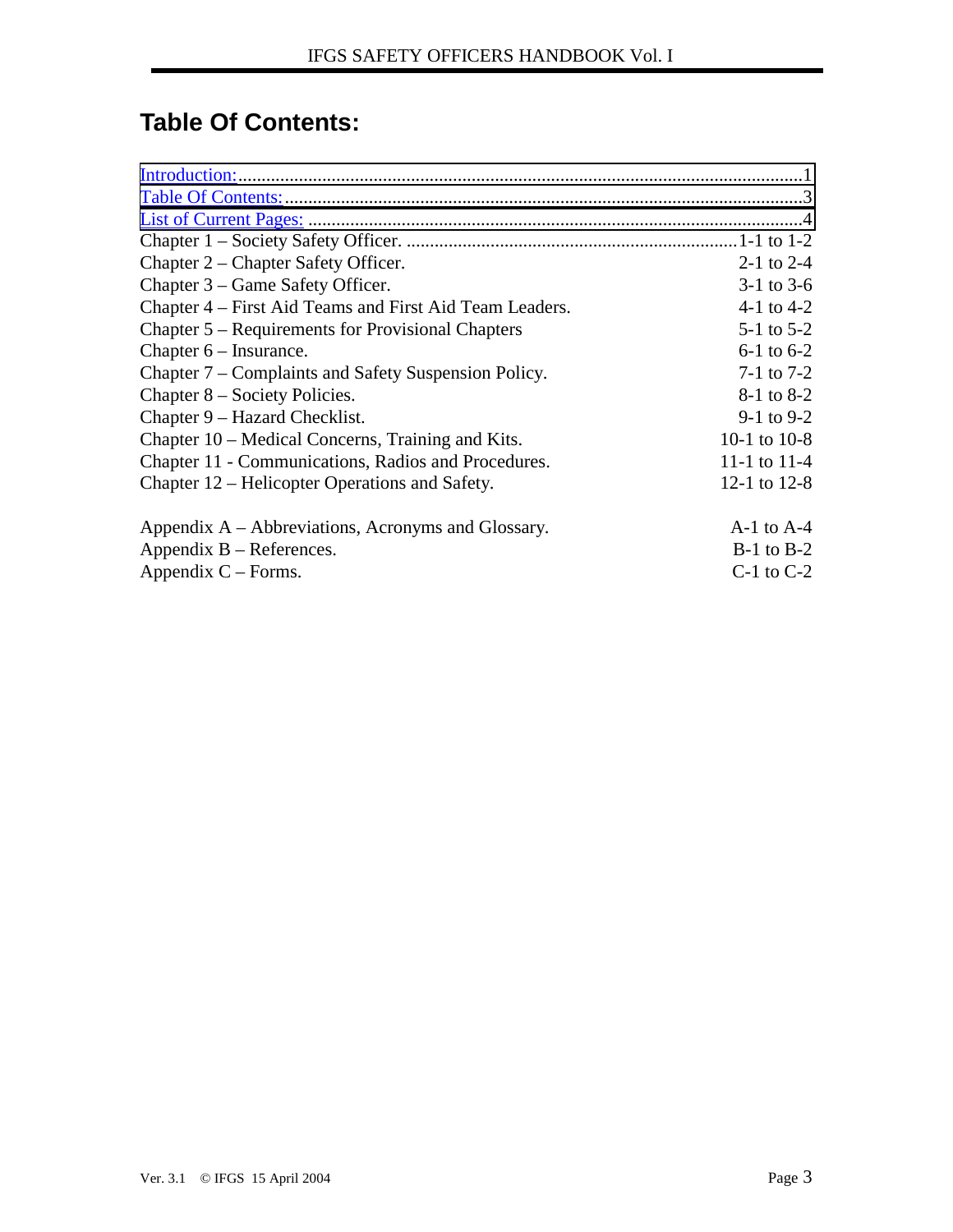# Table Of Contents:

| | |
|---|---|
| Introduction: | 1 |
| Table Of Contents: | 3 |
| List of Current Pages: | 4 |
| Chapter 1 – Society Safety Officer. | 1-1 to 1-2 |
| Chapter 2 – Chapter Safety Officer. | 2-1 to 2-4 |
| Chapter 3 – Game Safety Officer. | 3-1 to 3-6 |
| Chapter 4 – First Aid Teams and First Aid Team Leaders. | 4-1 to 4-2 |
| Chapter 5 – Requirements for Provisional Chapters | 5-1 to 5-2 |
| Chapter 6 – Insurance. | 6-1 to 6-2 |
| Chapter 7 – Complaints and Safety Suspension Policy. | 7-1 to 7-2 |
| Chapter 8 – Society Policies. | 8-1 to 8-2 |
| Chapter 9 – Hazard Checklist. | 9-1 to 9-2 |
| Chapter 10 – Medical Concerns, Training and Kits. | 10-1 to 10-8 |
| Chapter 11 - Communications, Radios and Procedures. | 11-1 to 11-4 |
| Chapter 12 – Helicopter Operations and Safety. | 12-1 to 12-8 |
| Appendix A – Abbreviations, Acronyms and Glossary. | A-1 to A-4 |
| Appendix B – References. | B-1 to B-2 |
| Appendix C – Forms. | C-1 to C-2 |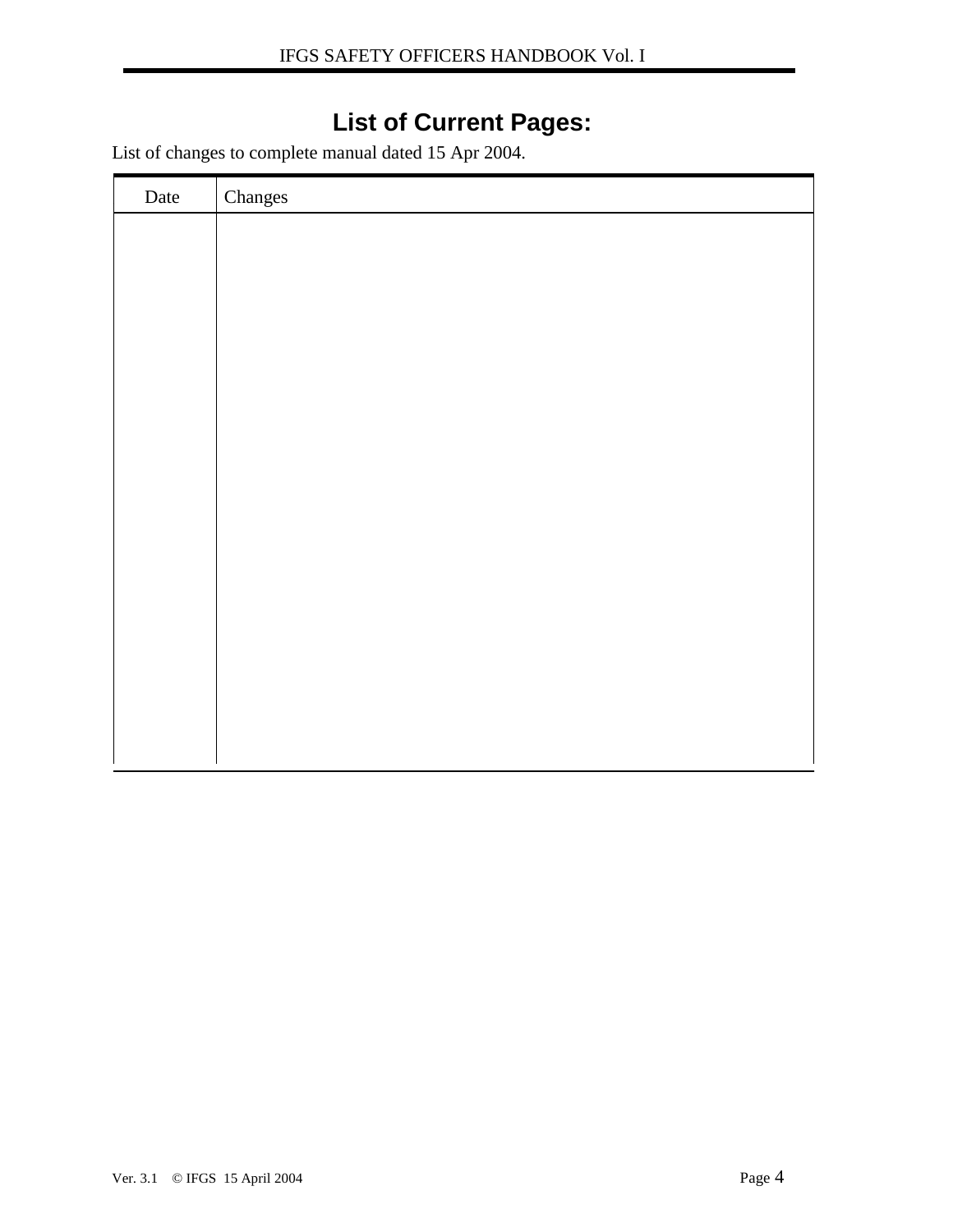# List of Current Pages:

List of changes to complete manual dated 15 Apr 2004.

| Date | Changes |
|---|---|
| | |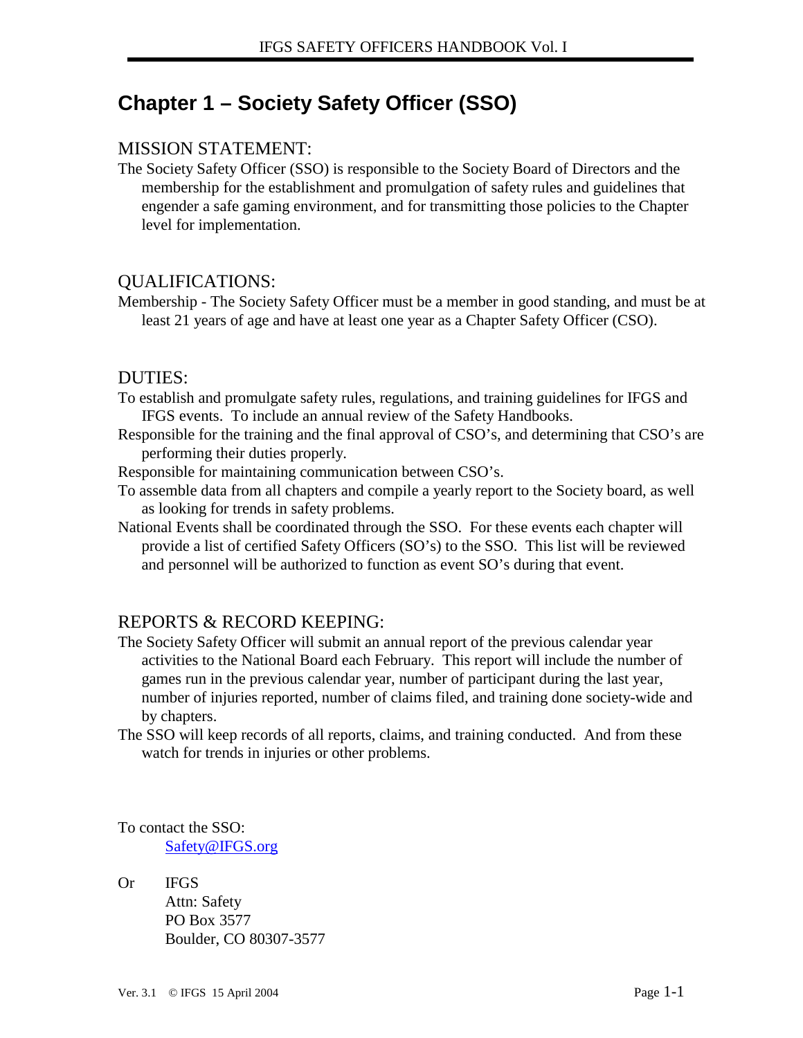# Chapter 1 – Society Safety Officer (SSO)

## MISSION STATEMENT:

The Society Safety Officer (SSO) is responsible to the Society Board of Directors and the membership for the establishment and promulgation of safety rules and guidelines that engender a safe gaming environment, and for transmitting those policies to the Chapter level for implementation.

## QUALIFICATIONS:

Membership - The Society Safety Officer must be a member in good standing, and must be at least 21 years of age and have at least one year as a Chapter Safety Officer (CSO).

## DUTIES:

To establish and promulgate safety rules, regulations, and training guidelines for IFGS and IFGS events. To include an annual review of the Safety Handbooks.

Responsible for the training and the final approval of CSO's, and determining that CSO's are performing their duties properly.

Responsible for maintaining communication between CSO's.

To assemble data from all chapters and compile a yearly report to the Society board, as well as looking for trends in safety problems.

National Events shall be coordinated through the SSO. For these events each chapter will provide a list of certified Safety Officers (SO's) to the SSO. This list will be reviewed and personnel will be authorized to function as event SO's during that event.

## REPORTS & RECORD KEEPING:

The Society Safety Officer will submit an annual report of the previous calendar year activities to the National Board each February. This report will include the number of games run in the previous calendar year, number of participant during the last year, number of injuries reported, number of claims filed, and training done society-wide and by chapters.

The SSO will keep records of all reports, claims, and training conducted. And from these watch for trends in injuries or other problems.

To contact the SSO:
Safety@IFGS.org

Or
IFGS
Attn: Safety
PO Box 3577
Boulder, CO 80307-3577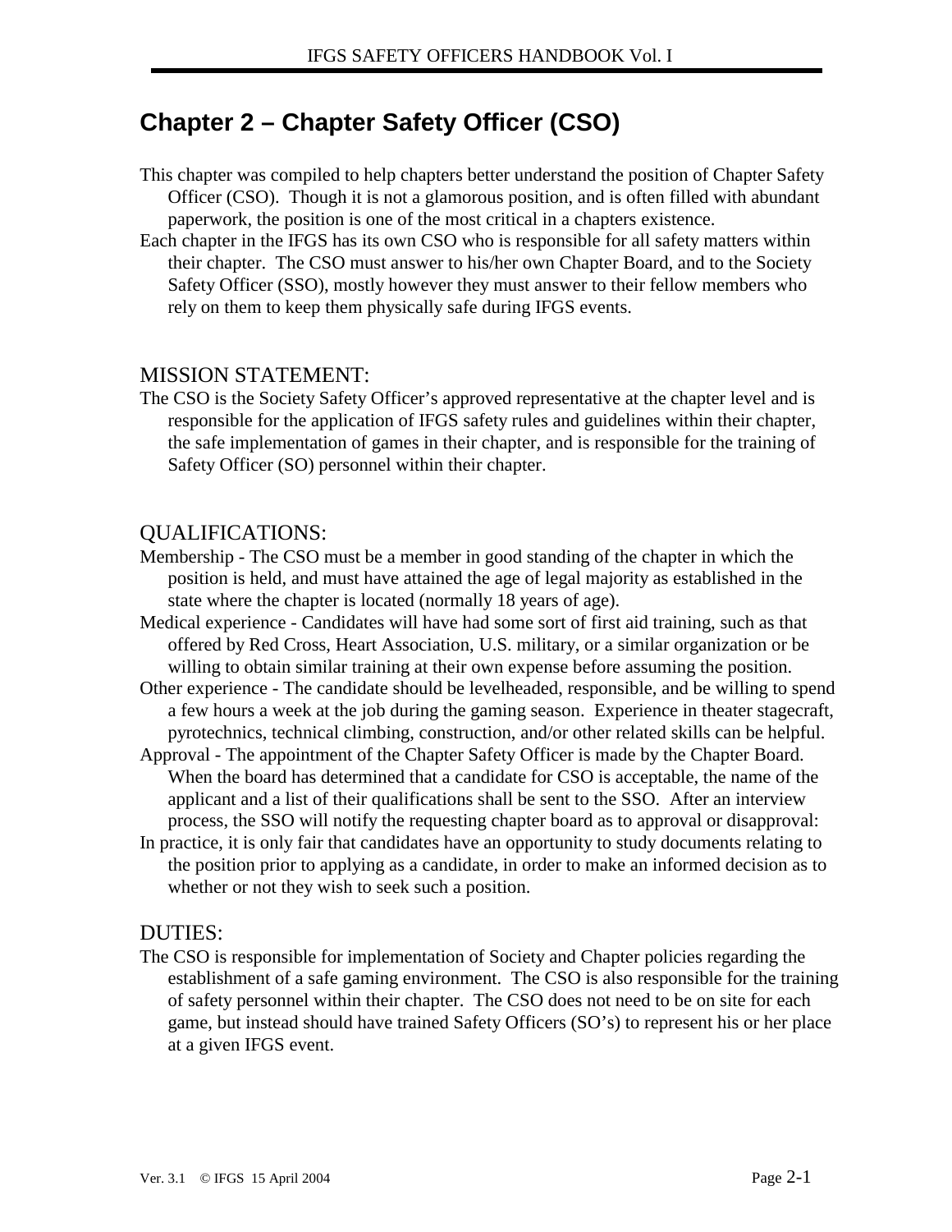# Chapter 2 – Chapter Safety Officer (CSO)

This chapter was compiled to help chapters better understand the position of Chapter Safety Officer (CSO). Though it is not a glamorous position, and is often filled with abundant paperwork, the position is one of the most critical in a chapters existence.

Each chapter in the IFGS has its own CSO who is responsible for all safety matters within their chapter. The CSO must answer to his/her own Chapter Board, and to the Society Safety Officer (SSO), mostly however they must answer to their fellow members who rely on them to keep them physically safe during IFGS events.

## MISSION STATEMENT:

The CSO is the Society Safety Officer's approved representative at the chapter level and is responsible for the application of IFGS safety rules and guidelines within their chapter, the safe implementation of games in their chapter, and is responsible for the training of Safety Officer (SO) personnel within their chapter.

## QUALIFICATIONS:

Membership - The CSO must be a member in good standing of the chapter in which the position is held, and must have attained the age of legal majority as established in the state where the chapter is located (normally 18 years of age).

Medical experience - Candidates will have had some sort of first aid training, such as that offered by Red Cross, Heart Association, U.S. military, or a similar organization or be willing to obtain similar training at their own expense before assuming the position.

Other experience - The candidate should be levelheaded, responsible, and be willing to spend a few hours a week at the job during the gaming season. Experience in theater stagecraft, pyrotechnics, technical climbing, construction, and/or other related skills can be helpful.

Approval - The appointment of the Chapter Safety Officer is made by the Chapter Board. When the board has determined that a candidate for CSO is acceptable, the name of the applicant and a list of their qualifications shall be sent to the SSO. After an interview process, the SSO will notify the requesting chapter board as to approval or disapproval:

In practice, it is only fair that candidates have an opportunity to study documents relating to the position prior to applying as a candidate, in order to make an informed decision as to whether or not they wish to seek such a position.

## DUTIES:

The CSO is responsible for implementation of Society and Chapter policies regarding the establishment of a safe gaming environment. The CSO is also responsible for the training of safety personnel within their chapter. The CSO does not need to be on site for each game, but instead should have trained Safety Officers (SO's) to represent his or her place at a given IFGS event.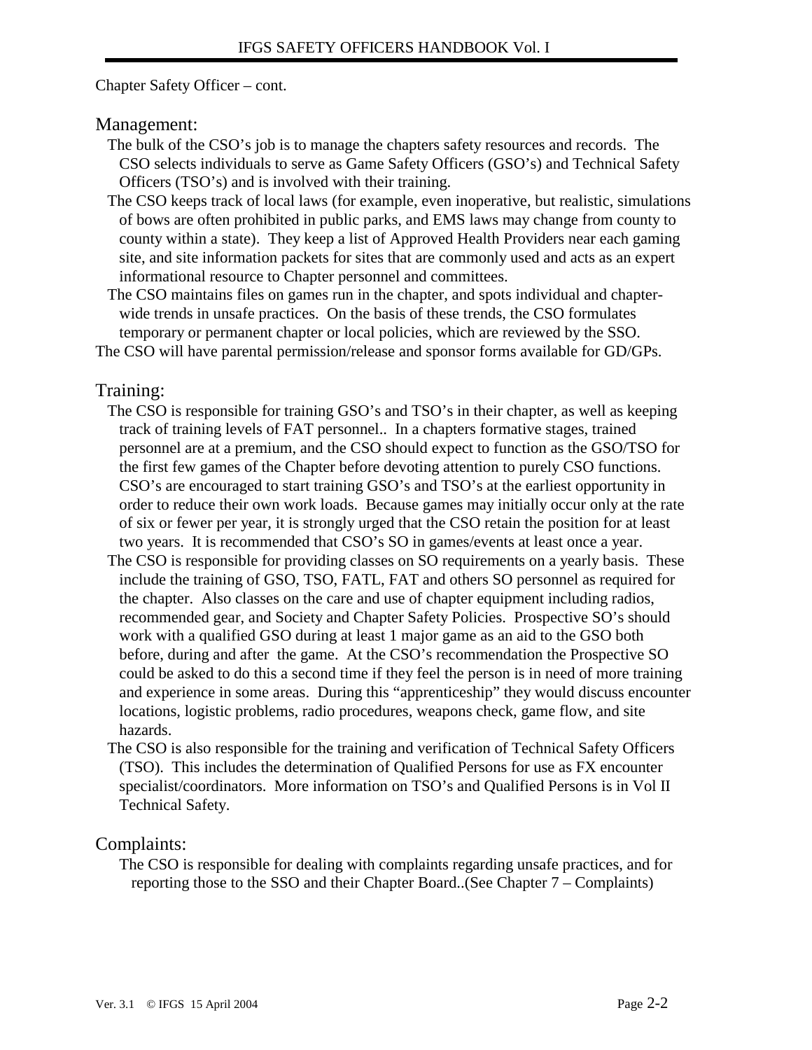Chapter Safety Officer – cont.

## Management:

The bulk of the CSO's job is to manage the chapters safety resources and records. The CSO selects individuals to serve as Game Safety Officers (GSO's) and Technical Safety Officers (TSO's) and is involved with their training.

The CSO keeps track of local laws (for example, even inoperative, but realistic, simulations of bows are often prohibited in public parks, and EMS laws may change from county to county within a state). They keep a list of Approved Health Providers near each gaming site, and site information packets for sites that are commonly used and acts as an expert informational resource to Chapter personnel and committees.

The CSO maintains files on games run in the chapter, and spots individual and chapter-wide trends in unsafe practices. On the basis of these trends, the CSO formulates temporary or permanent chapter or local policies, which are reviewed by the SSO.

The CSO will have parental permission/release and sponsor forms available for GD/GPs.

## Training:

The CSO is responsible for training GSO's and TSO's in their chapter, as well as keeping track of training levels of FAT personnel.. In a chapters formative stages, trained personnel are at a premium, and the CSO should expect to function as the GSO/TSO for the first few games of the Chapter before devoting attention to purely CSO functions. CSO's are encouraged to start training GSO's and TSO's at the earliest opportunity in order to reduce their own work loads. Because games may initially occur only at the rate of six or fewer per year, it is strongly urged that the CSO retain the position for at least two years. It is recommended that CSO's SO in games/events at least once a year.

The CSO is responsible for providing classes on SO requirements on a yearly basis. These include the training of GSO, TSO, FATL, FAT and others SO personnel as required for the chapter. Also classes on the care and use of chapter equipment including radios, recommended gear, and Society and Chapter Safety Policies. Prospective SO's should work with a qualified GSO during at least 1 major game as an aid to the GSO both before, during and after the game. At the CSO's recommendation the Prospective SO could be asked to do this a second time if they feel the person is in need of more training and experience in some areas. During this "apprenticeship" they would discuss encounter locations, logistic problems, radio procedures, weapons check, game flow, and site hazards.

The CSO is also responsible for the training and verification of Technical Safety Officers (TSO). This includes the determination of Qualified Persons for use as FX encounter specialist/coordinators. More information on TSO's and Qualified Persons is in Vol II Technical Safety.

## Complaints:

The CSO is responsible for dealing with complaints regarding unsafe practices, and for reporting those to the SSO and their Chapter Board..(See Chapter 7 – Complaints)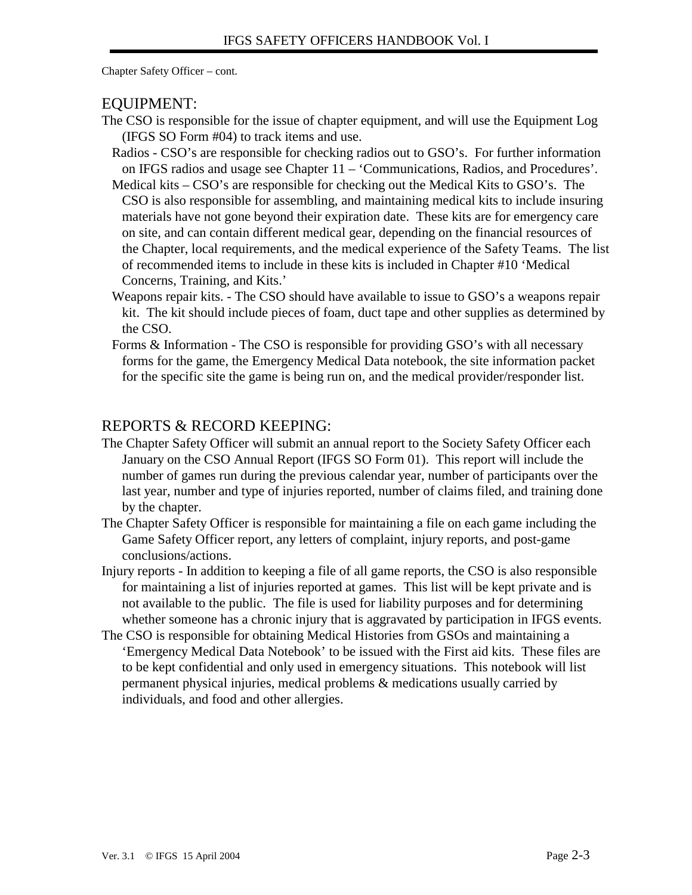Chapter Safety Officer – cont.

## EQUIPMENT:

The CSO is responsible for the issue of chapter equipment, and will use the Equipment Log (IFGS SO Form #04) to track items and use.

Radios - CSO's are responsible for checking radios out to GSO's. For further information on IFGS radios and usage see Chapter 11 – 'Communications, Radios, and Procedures'.

Medical kits – CSO's are responsible for checking out the Medical Kits to GSO's. The CSO is also responsible for assembling, and maintaining medical kits to include insuring materials have not gone beyond their expiration date. These kits are for emergency care on site, and can contain different medical gear, depending on the financial resources of the Chapter, local requirements, and the medical experience of the Safety Teams. The list of recommended items to include in these kits is included in Chapter #10 'Medical Concerns, Training, and Kits.'

Weapons repair kits. - The CSO should have available to issue to GSO's a weapons repair kit. The kit should include pieces of foam, duct tape and other supplies as determined by the CSO.

Forms & Information - The CSO is responsible for providing GSO's with all necessary forms for the game, the Emergency Medical Data notebook, the site information packet for the specific site the game is being run on, and the medical provider/responder list.

## REPORTS & RECORD KEEPING:

The Chapter Safety Officer will submit an annual report to the Society Safety Officer each January on the CSO Annual Report (IFGS SO Form 01). This report will include the number of games run during the previous calendar year, number of participants over the last year, number and type of injuries reported, number of claims filed, and training done by the chapter.

The Chapter Safety Officer is responsible for maintaining a file on each game including the Game Safety Officer report, any letters of complaint, injury reports, and post-game conclusions/actions.

Injury reports - In addition to keeping a file of all game reports, the CSO is also responsible for maintaining a list of injuries reported at games. This list will be kept private and is not available to the public. The file is used for liability purposes and for determining whether someone has a chronic injury that is aggravated by participation in IFGS events.

The CSO is responsible for obtaining Medical Histories from GSOs and maintaining a 'Emergency Medical Data Notebook' to be issued with the First aid kits. These files are to be kept confidential and only used in emergency situations. This notebook will list permanent physical injuries, medical problems & medications usually carried by individuals, and food and other allergies.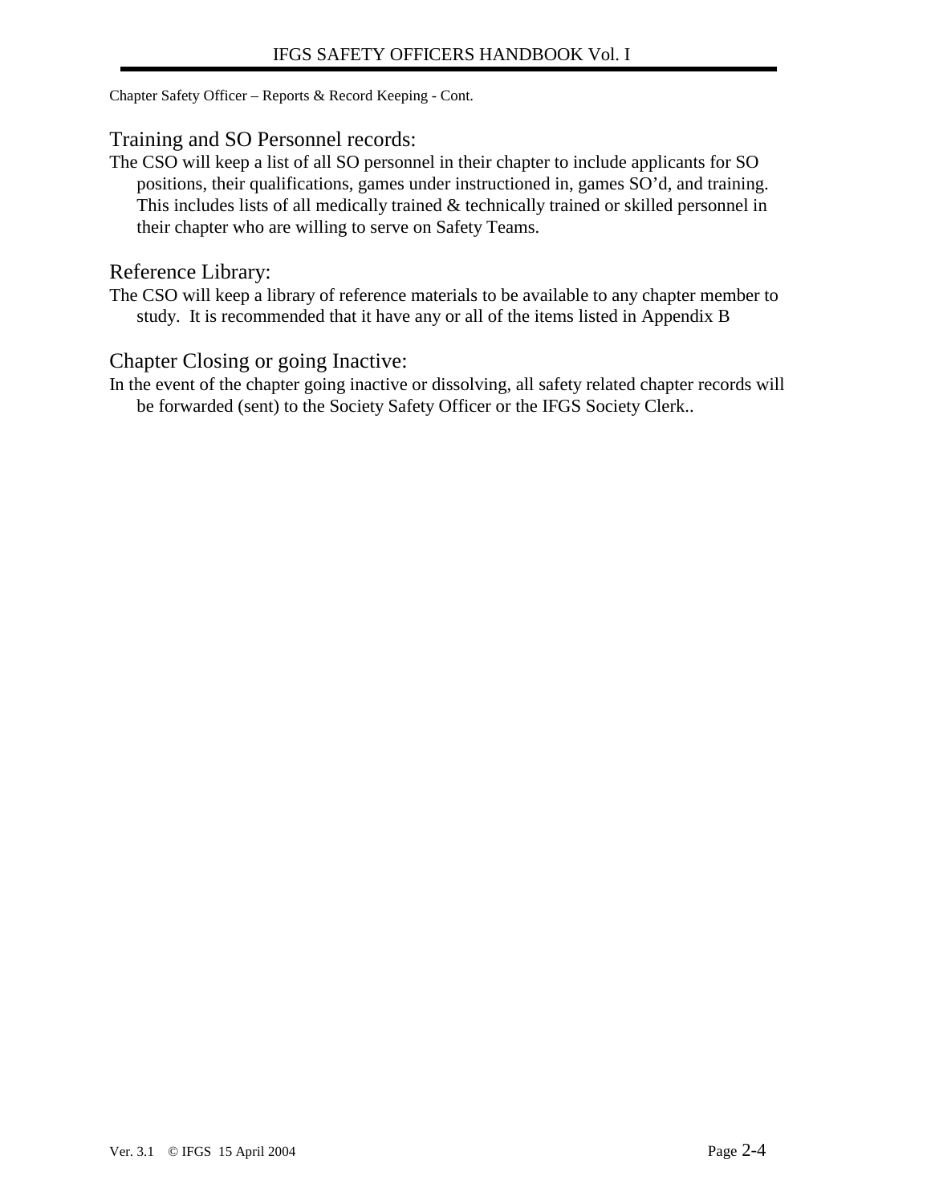Chapter Safety Officer – Reports & Record Keeping - Cont.

## Training and SO Personnel records:

The CSO will keep a list of all SO personnel in their chapter to include applicants for SO positions, their qualifications, games under instructioned in, games SO'd, and training. This includes lists of all medically trained & technically trained or skilled personnel in their chapter who are willing to serve on Safety Teams.

## Reference Library:

The CSO will keep a library of reference materials to be available to any chapter member to study. It is recommended that it have any or all of the items listed in Appendix B

## Chapter Closing or going Inactive:

In the event of the chapter going inactive or dissolving, all safety related chapter records will be forwarded (sent) to the Society Safety Officer or the IFGS Society Clerk..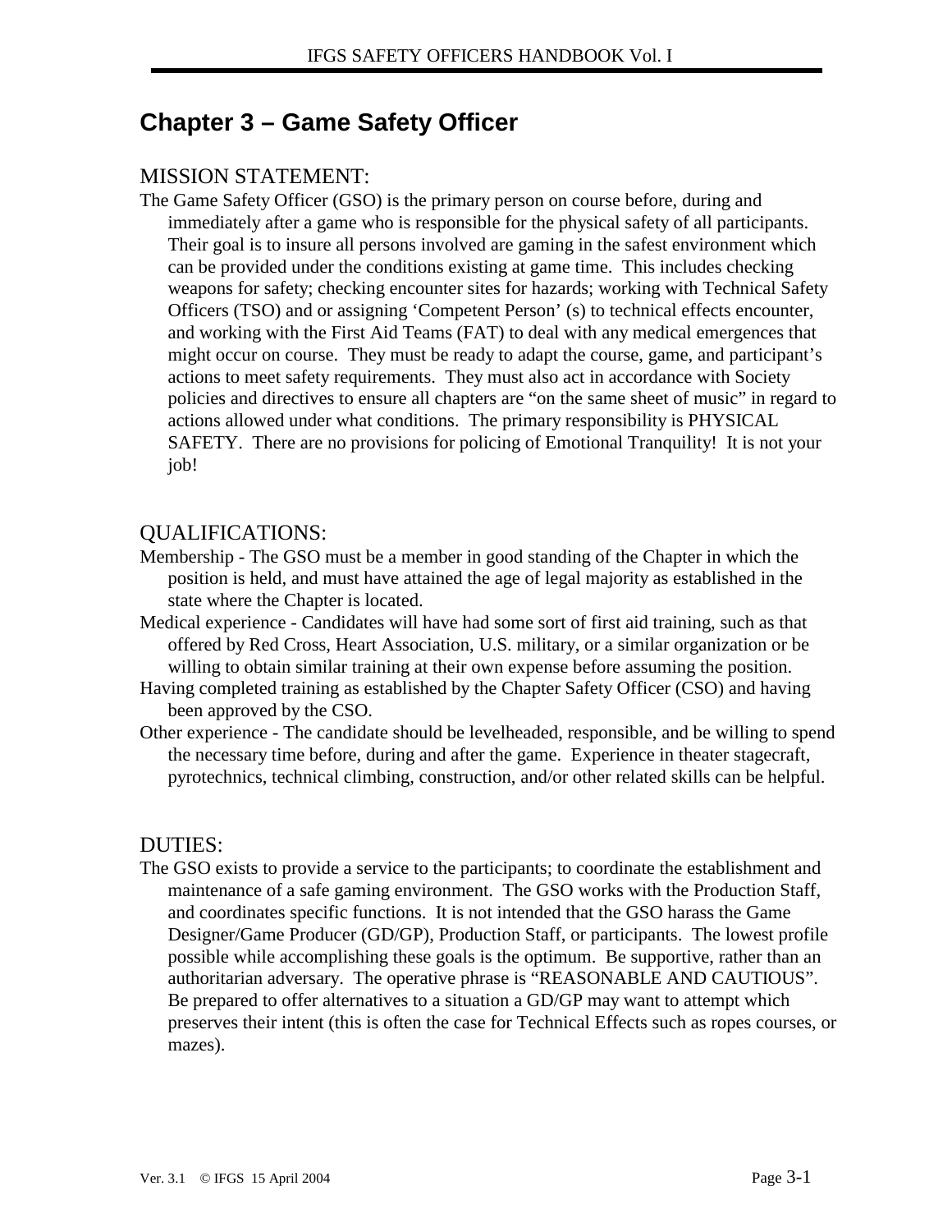## Chapter 3 – Game Safety Officer

### MISSION STATEMENT:

The Game Safety Officer (GSO) is the primary person on course before, during and immediately after a game who is responsible for the physical safety of all participants. Their goal is to insure all persons involved are gaming in the safest environment which can be provided under the conditions existing at game time. This includes checking weapons for safety; checking encounter sites for hazards; working with Technical Safety Officers (TSO) and or assigning 'Competent Person' (s) to technical effects encounter, and working with the First Aid Teams (FAT) to deal with any medical emergences that might occur on course. They must be ready to adapt the course, game, and participant's actions to meet safety requirements. They must also act in accordance with Society policies and directives to ensure all chapters are "on the same sheet of music" in regard to actions allowed under what conditions. The primary responsibility is PHYSICAL SAFETY. There are no provisions for policing of Emotional Tranquility! It is not your job!

### QUALIFICATIONS:

Membership - The GSO must be a member in good standing of the Chapter in which the position is held, and must have attained the age of legal majority as established in the state where the Chapter is located.

Medical experience - Candidates will have had some sort of first aid training, such as that offered by Red Cross, Heart Association, U.S. military, or a similar organization or be willing to obtain similar training at their own expense before assuming the position.

Having completed training as established by the Chapter Safety Officer (CSO) and having been approved by the CSO.

Other experience - The candidate should be levelheaded, responsible, and be willing to spend the necessary time before, during and after the game. Experience in theater stagecraft, pyrotechnics, technical climbing, construction, and/or other related skills can be helpful.

### DUTIES:

The GSO exists to provide a service to the participants; to coordinate the establishment and maintenance of a safe gaming environment. The GSO works with the Production Staff, and coordinates specific functions. It is not intended that the GSO harass the Game Designer/Game Producer (GD/GP), Production Staff, or participants. The lowest profile possible while accomplishing these goals is the optimum. Be supportive, rather than an authoritarian adversary. The operative phrase is "REASONABLE AND CAUTIOUS". Be prepared to offer alternatives to a situation a GD/GP may want to attempt which preserves their intent (this is often the case for Technical Effects such as ropes courses, or mazes).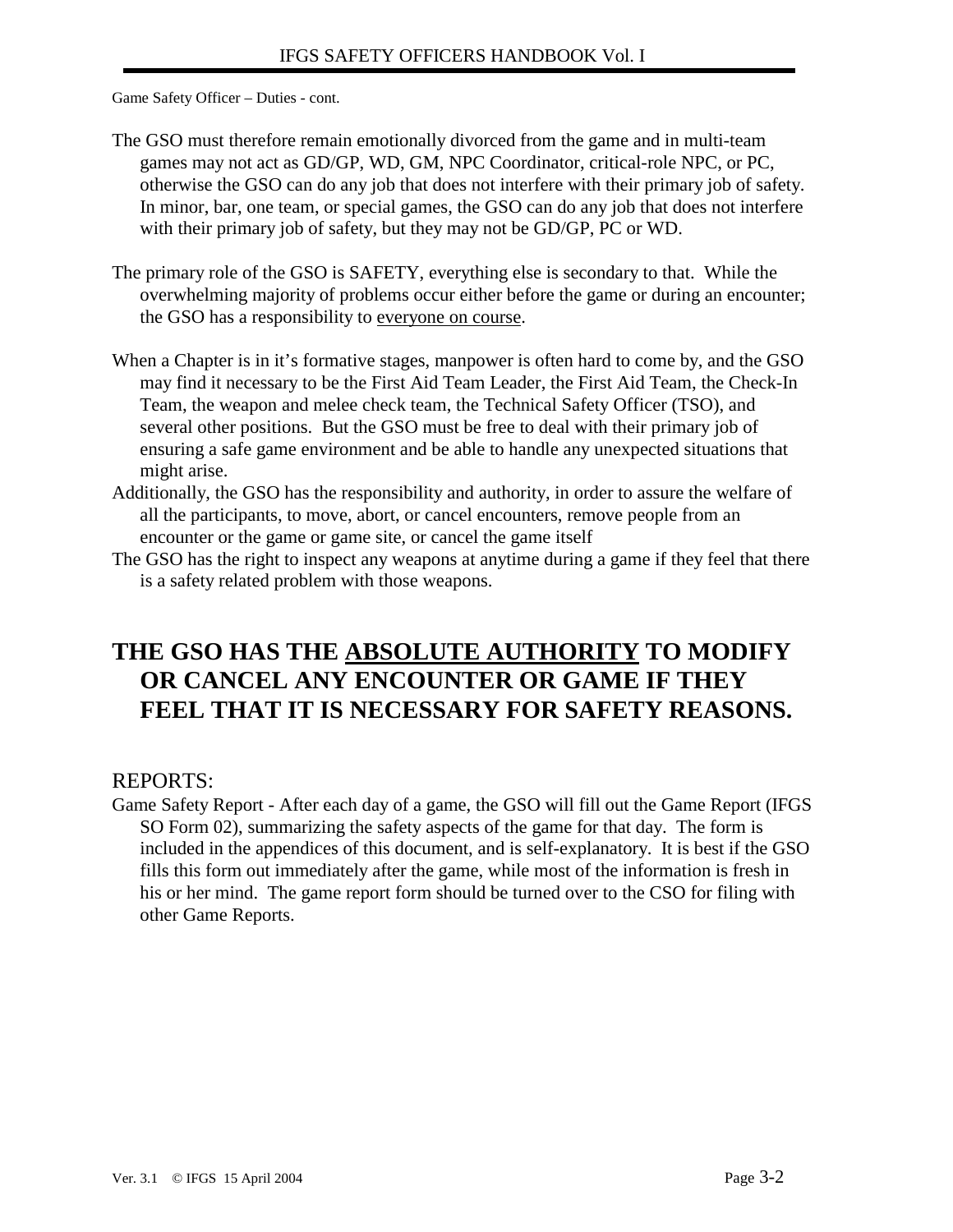Game Safety Officer – Duties - cont.

The GSO must therefore remain emotionally divorced from the game and in multi-team games may not act as GD/GP, WD, GM, NPC Coordinator, critical-role NPC, or PC, otherwise the GSO can do any job that does not interfere with their primary job of safety. In minor, bar, one team, or special games, the GSO can do any job that does not interfere with their primary job of safety, but they may not be GD/GP, PC or WD.

The primary role of the GSO is SAFETY, everything else is secondary to that. While the overwhelming majority of problems occur either before the game or during an encounter; the GSO has a responsibility to <u>everyone on course</u>.

When a Chapter is in it's formative stages, manpower is often hard to come by, and the GSO may find it necessary to be the First Aid Team Leader, the First Aid Team, the Check-In Team, the weapon and melee check team, the Technical Safety Officer (TSO), and several other positions. But the GSO must be free to deal with their primary job of ensuring a safe game environment and be able to handle any unexpected situations that might arise.

Additionally, the GSO has the responsibility and authority, in order to assure the welfare of all the participants, to move, abort, or cancel encounters, remove people from an encounter or the game or game site, or cancel the game itself

The GSO has the right to inspect any weapons at anytime during a game if they feel that there is a safety related problem with those weapons.

## THE GSO HAS THE <u>ABSOLUTE AUTHORITY</u> TO MODIFY OR CANCEL ANY ENCOUNTER OR GAME IF THEY FEEL THAT IT IS NECESSARY FOR SAFETY REASONS.

### REPORTS:

Game Safety Report - After each day of a game, the GSO will fill out the Game Report (IFGS SO Form 02), summarizing the safety aspects of the game for that day. The form is included in the appendices of this document, and is self-explanatory. It is best if the GSO fills this form out immediately after the game, while most of the information is fresh in his or her mind. The game report form should be turned over to the CSO for filing with other Game Reports.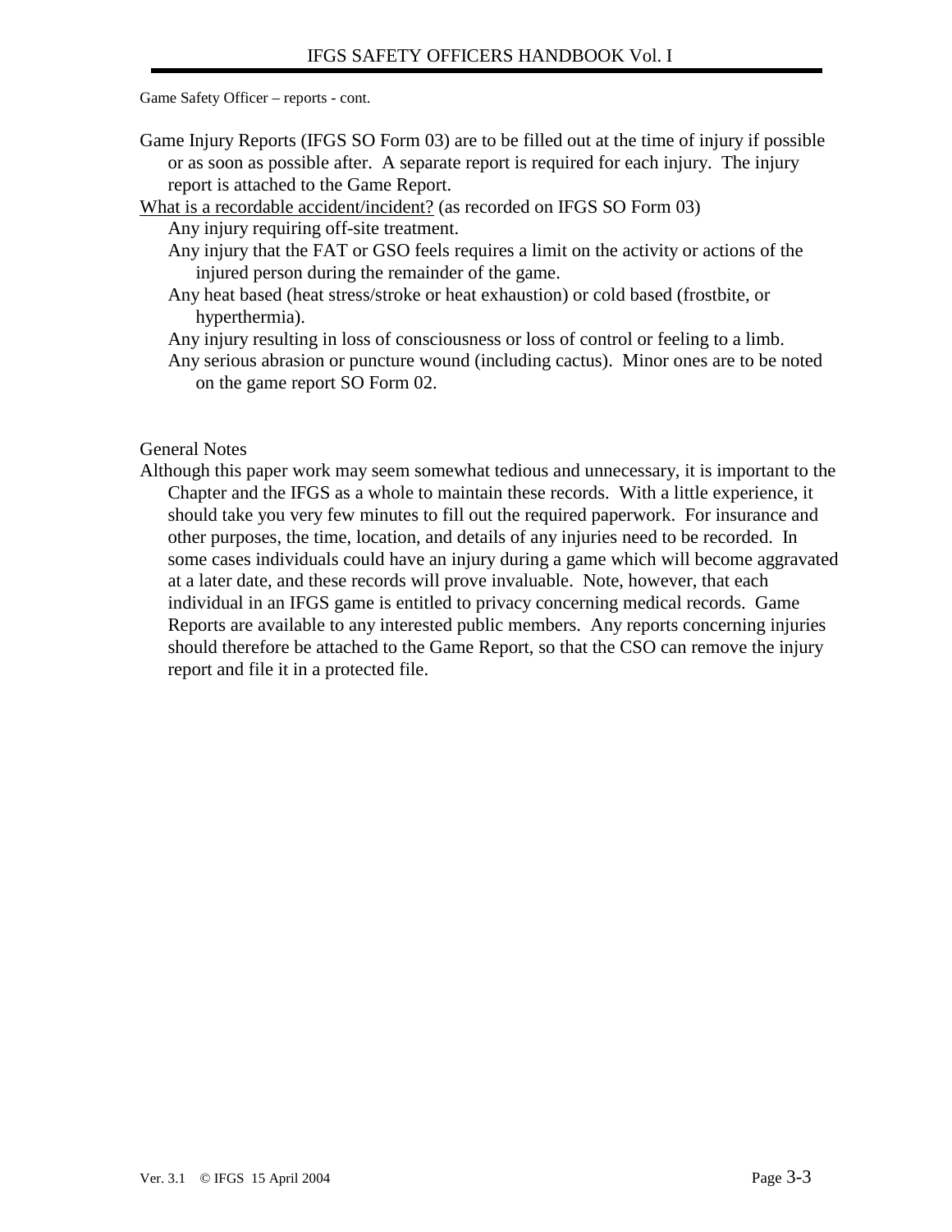Game Safety Officer – reports - cont.

Game Injury Reports (IFGS SO Form 03) are to be filled out at the time of injury if possible or as soon as possible after. A separate report is required for each injury. The injury report is attached to the Game Report.

<u>What is a recordable accident/incident?</u> (as recorded on IFGS SO Form 03)

- Any injury requiring off-site treatment.
- Any injury that the FAT or GSO feels requires a limit on the activity or actions of the injured person during the remainder of the game.
- Any heat based (heat stress/stroke or heat exhaustion) or cold based (frostbite, or hyperthermia).
- Any injury resulting in loss of consciousness or loss of control or feeling to a limb.
- Any serious abrasion or puncture wound (including cactus). Minor ones are to be noted on the game report SO Form 02.

General Notes

Although this paper work may seem somewhat tedious and unnecessary, it is important to the Chapter and the IFGS as a whole to maintain these records. With a little experience, it should take you very few minutes to fill out the required paperwork. For insurance and other purposes, the time, location, and details of any injuries need to be recorded. In some cases individuals could have an injury during a game which will become aggravated at a later date, and these records will prove invaluable. Note, however, that each individual in an IFGS game is entitled to privacy concerning medical records. Game Reports are available to any interested public members. Any reports concerning injuries should therefore be attached to the Game Report, so that the CSO can remove the injury report and file it in a protected file.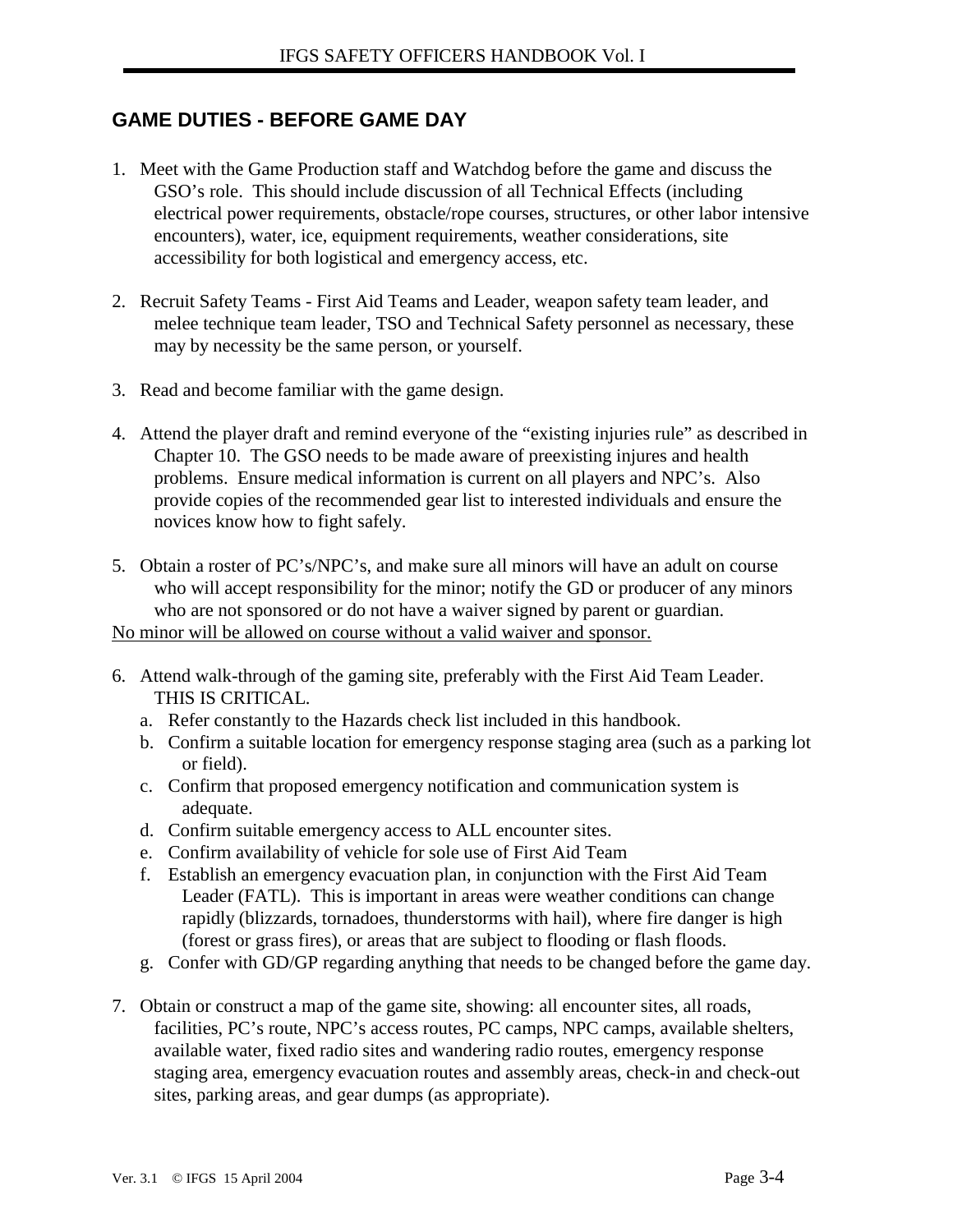## GAME DUTIES - BEFORE GAME DAY

1. Meet with the Game Production staff and Watchdog before the game and discuss the GSO's role. This should include discussion of all Technical Effects (including electrical power requirements, obstacle/rope courses, structures, or other labor intensive encounters), water, ice, equipment requirements, weather considerations, site accessibility for both logistical and emergency access, etc.

2. Recruit Safety Teams - First Aid Teams and Leader, weapon safety team leader, and melee technique team leader, TSO and Technical Safety personnel as necessary, these may by necessity be the same person, or yourself.

3. Read and become familiar with the game design.

4. Attend the player draft and remind everyone of the "existing injuries rule" as described in Chapter 10. The GSO needs to be made aware of preexisting injures and health problems. Ensure medical information is current on all players and NPC's. Also provide copies of the recommended gear list to interested individuals and ensure the novices know how to fight safely.

5. Obtain a roster of PC's/NPC's, and make sure all minors will have an adult on course who will accept responsibility for the minor; notify the GD or producer of any minors who are not sponsored or do not have a waiver signed by parent or guardian.

<u>No minor will be allowed on course without a valid waiver and sponsor.</u>

6. Attend walk-through of the gaming site, preferably with the First Aid Team Leader. THIS IS CRITICAL.
   a. Refer constantly to the Hazards check list included in this handbook.
   b. Confirm a suitable location for emergency response staging area (such as a parking lot or field).
   c. Confirm that proposed emergency notification and communication system is adequate.
   d. Confirm suitable emergency access to ALL encounter sites.
   e. Confirm availability of vehicle for sole use of First Aid Team
   f. Establish an emergency evacuation plan, in conjunction with the First Aid Team Leader (FATL). This is important in areas were weather conditions can change rapidly (blizzards, tornadoes, thunderstorms with hail), where fire danger is high (forest or grass fires), or areas that are subject to flooding or flash floods.
   g. Confer with GD/GP regarding anything that needs to be changed before the game day.

7. Obtain or construct a map of the game site, showing: all encounter sites, all roads, facilities, PC's route, NPC's access routes, PC camps, NPC camps, available shelters, available water, fixed radio sites and wandering radio routes, emergency response staging area, emergency evacuation routes and assembly areas, check-in and check-out sites, parking areas, and gear dumps (as appropriate).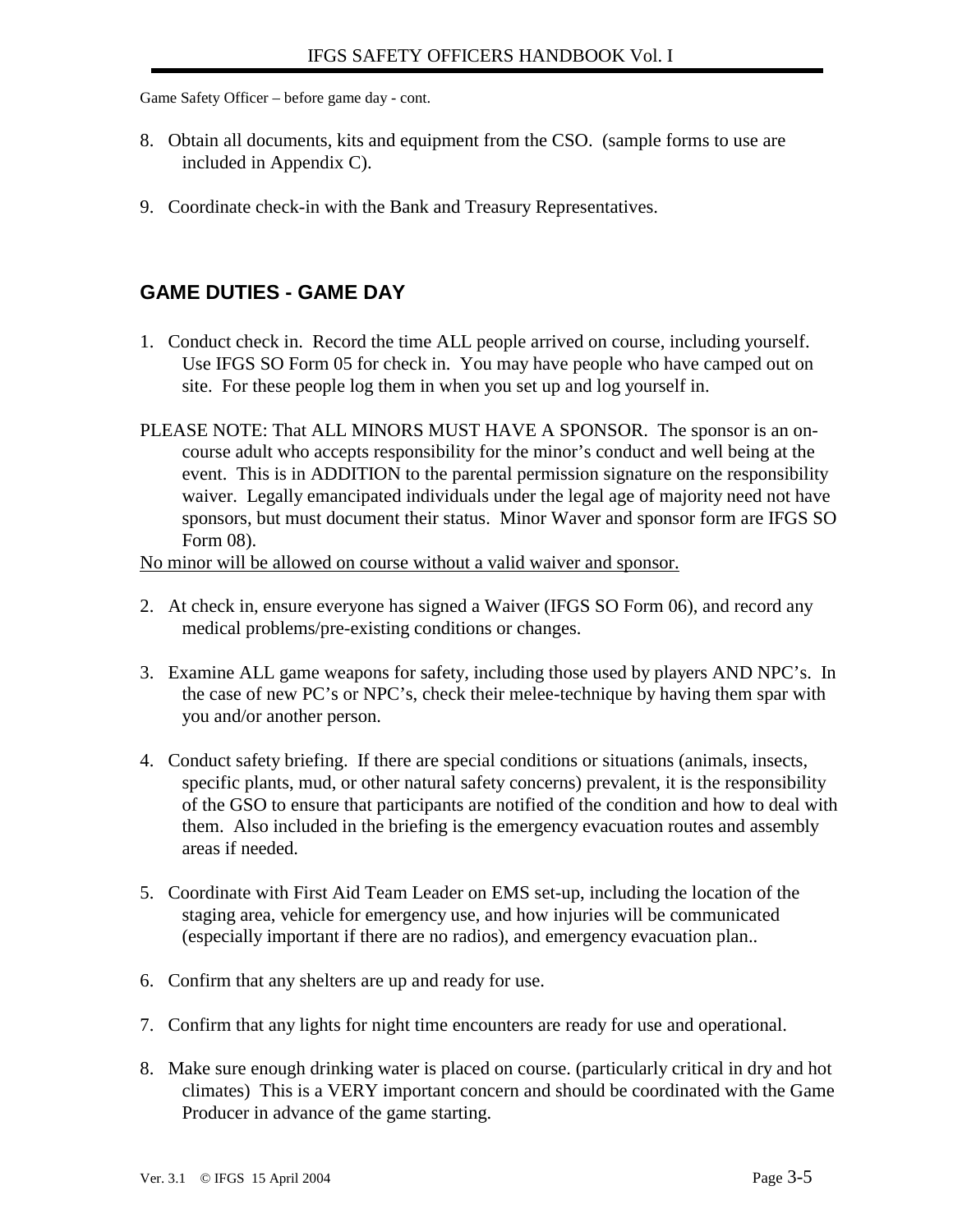Game Safety Officer – before game day - cont.

8. Obtain all documents, kits and equipment from the CSO. (sample forms to use are included in Appendix C).

9. Coordinate check-in with the Bank and Treasury Representatives.

## GAME DUTIES - GAME DAY

1. Conduct check in. Record the time ALL people arrived on course, including yourself. Use IFGS SO Form 05 for check in. You may have people who have camped out on site. For these people log them in when you set up and log yourself in.

PLEASE NOTE: That ALL MINORS MUST HAVE A SPONSOR. The sponsor is an on-course adult who accepts responsibility for the minor's conduct and well being at the event. This is in ADDITION to the parental permission signature on the responsibility waiver. Legally emancipated individuals under the legal age of majority need not have sponsors, but must document their status. Minor Waver and sponsor form are IFGS SO Form 08).

<u>No minor will be allowed on course without a valid waiver and sponsor.</u>

2. At check in, ensure everyone has signed a Waiver (IFGS SO Form 06), and record any medical problems/pre-existing conditions or changes.

3. Examine ALL game weapons for safety, including those used by players AND NPC's. In the case of new PC's or NPC's, check their melee-technique by having them spar with you and/or another person.

4. Conduct safety briefing. If there are special conditions or situations (animals, insects, specific plants, mud, or other natural safety concerns) prevalent, it is the responsibility of the GSO to ensure that participants are notified of the condition and how to deal with them. Also included in the briefing is the emergency evacuation routes and assembly areas if needed.

5. Coordinate with First Aid Team Leader on EMS set-up, including the location of the staging area, vehicle for emergency use, and how injuries will be communicated (especially important if there are no radios), and emergency evacuation plan..

6. Confirm that any shelters are up and ready for use.

7. Confirm that any lights for night time encounters are ready for use and operational.

8. Make sure enough drinking water is placed on course. (particularly critical in dry and hot climates) This is a VERY important concern and should be coordinated with the Game Producer in advance of the game starting.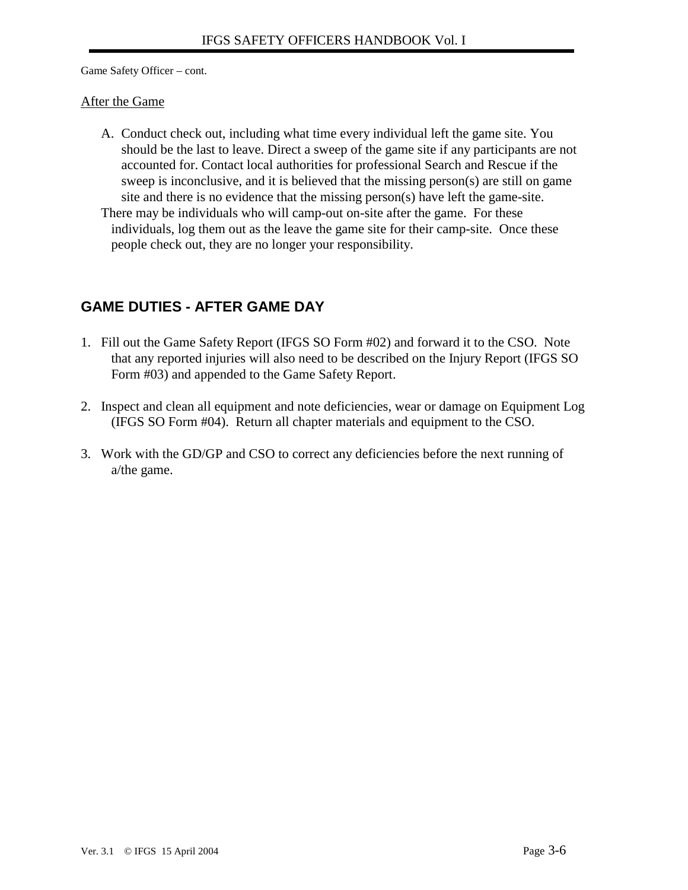Game Safety Officer – cont.

After the Game

A. Conduct check out, including what time every individual left the game site. You should be the last to leave. Direct a sweep of the game site if any participants are not accounted for. Contact local authorities for professional Search and Rescue if the sweep is inconclusive, and it is believed that the missing person(s) are still on game site and there is no evidence that the missing person(s) have left the game-site.

There may be individuals who will camp-out on-site after the game. For these individuals, log them out as the leave the game site for their camp-site. Once these people check out, they are no longer your responsibility.

## GAME DUTIES - AFTER GAME DAY

1. Fill out the Game Safety Report (IFGS SO Form #02) and forward it to the CSO. Note that any reported injuries will also need to be described on the Injury Report (IFGS SO Form #03) and appended to the Game Safety Report.

2. Inspect and clean all equipment and note deficiencies, wear or damage on Equipment Log (IFGS SO Form #04). Return all chapter materials and equipment to the CSO.

3. Work with the GD/GP and CSO to correct any deficiencies before the next running of a/the game.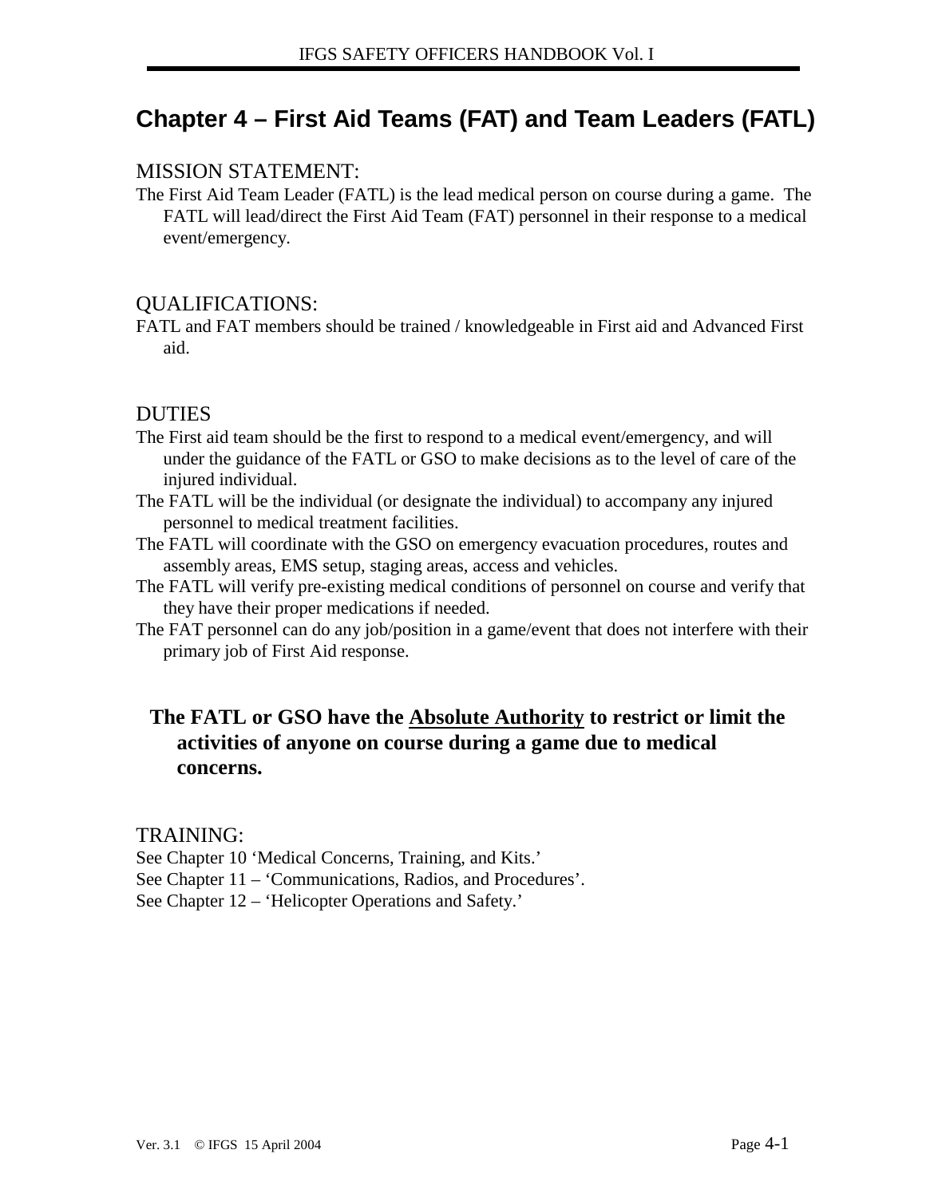# Chapter 4 – First Aid Teams (FAT) and Team Leaders (FATL)

## MISSION STATEMENT:

The First Aid Team Leader (FATL) is the lead medical person on course during a game. The FATL will lead/direct the First Aid Team (FAT) personnel in their response to a medical event/emergency.

## QUALIFICATIONS:

FATL and FAT members should be trained / knowledgeable in First aid and Advanced First aid.

## DUTIES

The First aid team should be the first to respond to a medical event/emergency, and will under the guidance of the FATL or GSO to make decisions as to the level of care of the injured individual.

The FATL will be the individual (or designate the individual) to accompany any injured personnel to medical treatment facilities.

The FATL will coordinate with the GSO on emergency evacuation procedures, routes and assembly areas, EMS setup, staging areas, access and vehicles.

The FATL will verify pre-existing medical conditions of personnel on course and verify that they have their proper medications if needed.

The FAT personnel can do any job/position in a game/event that does not interfere with their primary job of First Aid response.

**The FATL or GSO have the <u>Absolute Authority</u> to restrict or limit the activities of anyone on course during a game due to medical concerns.**

## TRAINING:

See Chapter 10 ‘Medical Concerns, Training, and Kits.’
See Chapter 11 – ‘Communications, Radios, and Procedures’.
See Chapter 12 – ‘Helicopter Operations and Safety.’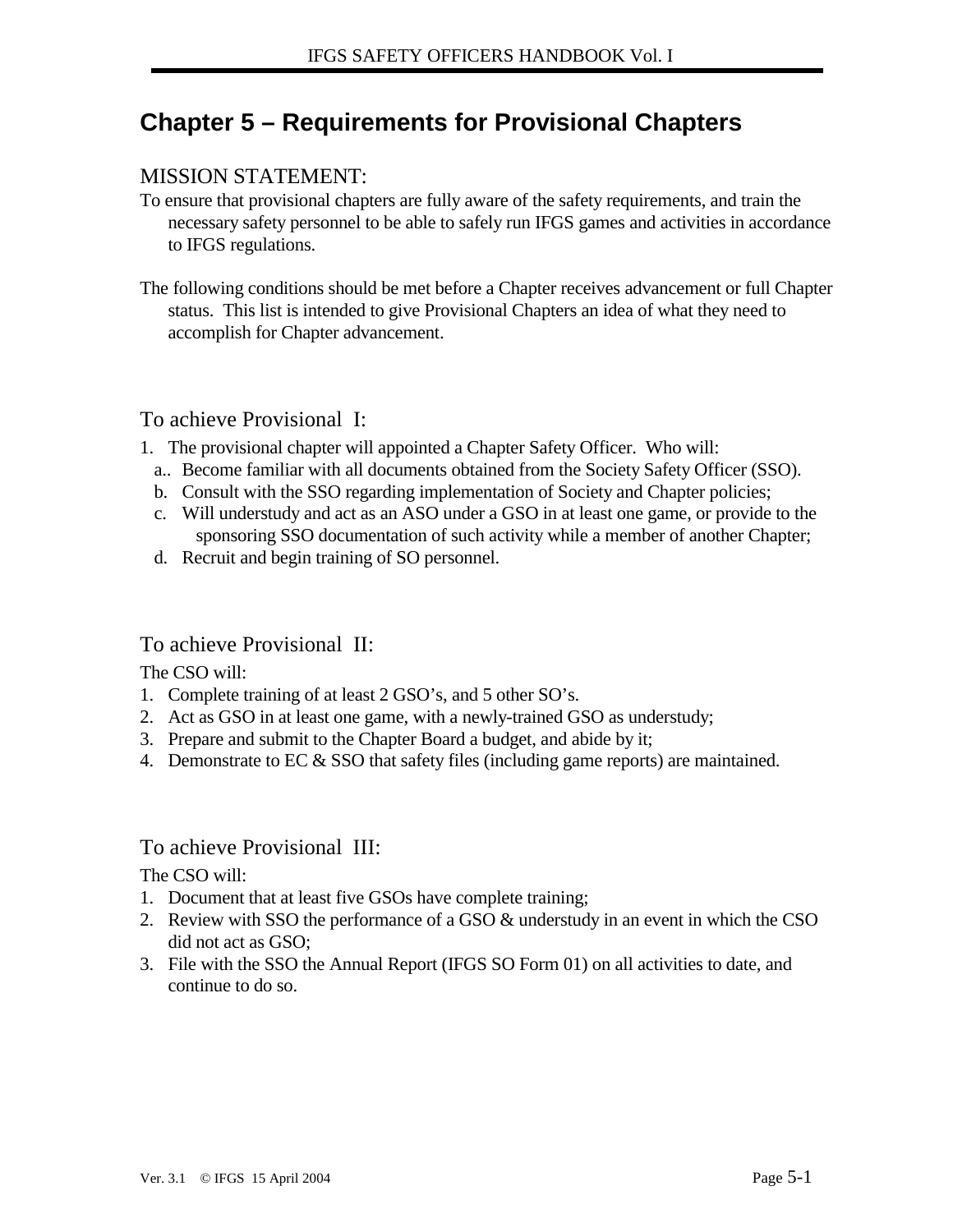# Chapter 5 – Requirements for Provisional Chapters

## MISSION STATEMENT:

To ensure that provisional chapters are fully aware of the safety requirements, and train the necessary safety personnel to be able to safely run IFGS games and activities in accordance to IFGS regulations.

The following conditions should be met before a Chapter receives advancement or full Chapter status. This list is intended to give Provisional Chapters an idea of what they need to accomplish for Chapter advancement.

## To achieve Provisional I:

1. The provisional chapter will appointed a Chapter Safety Officer. Who will:
   a.. Become familiar with all documents obtained from the Society Safety Officer (SSO).
   b. Consult with the SSO regarding implementation of Society and Chapter policies;
   c. Will understudy and act as an ASO under a GSO in at least one game, or provide to the sponsoring SSO documentation of such activity while a member of another Chapter;
   d. Recruit and begin training of SO personnel.

## To achieve Provisional II:

The CSO will:

1. Complete training of at least 2 GSO's, and 5 other SO's.
2. Act as GSO in at least one game, with a newly-trained GSO as understudy;
3. Prepare and submit to the Chapter Board a budget, and abide by it;
4. Demonstrate to EC & SSO that safety files (including game reports) are maintained.

## To achieve Provisional III:

The CSO will:

1. Document that at least five GSOs have complete training;
2. Review with SSO the performance of a GSO & understudy in an event in which the CSO did not act as GSO;
3. File with the SSO the Annual Report (IFGS SO Form 01) on all activities to date, and continue to do so.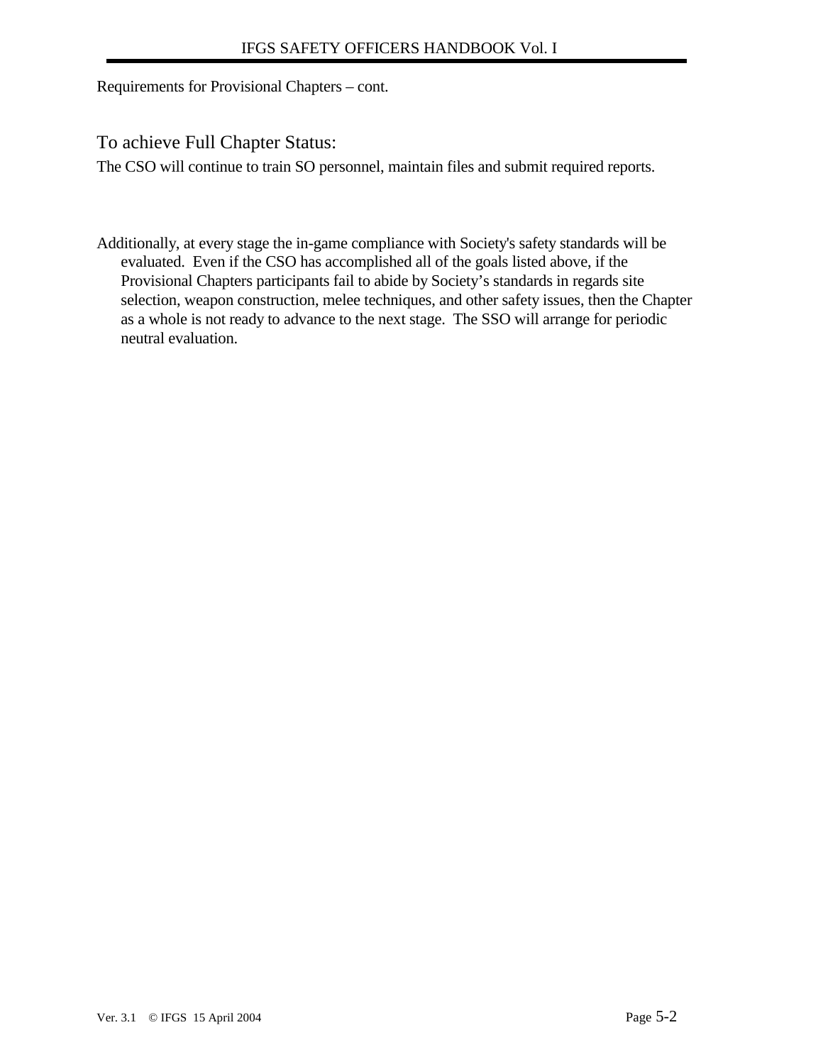Requirements for Provisional Chapters – cont.

## To achieve Full Chapter Status:

The CSO will continue to train SO personnel, maintain files and submit required reports.

Additionally, at every stage the in-game compliance with Society's safety standards will be evaluated. Even if the CSO has accomplished all of the goals listed above, if the Provisional Chapters participants fail to abide by Society’s standards in regards site selection, weapon construction, melee techniques, and other safety issues, then the Chapter as a whole is not ready to advance to the next stage. The SSO will arrange for periodic neutral evaluation.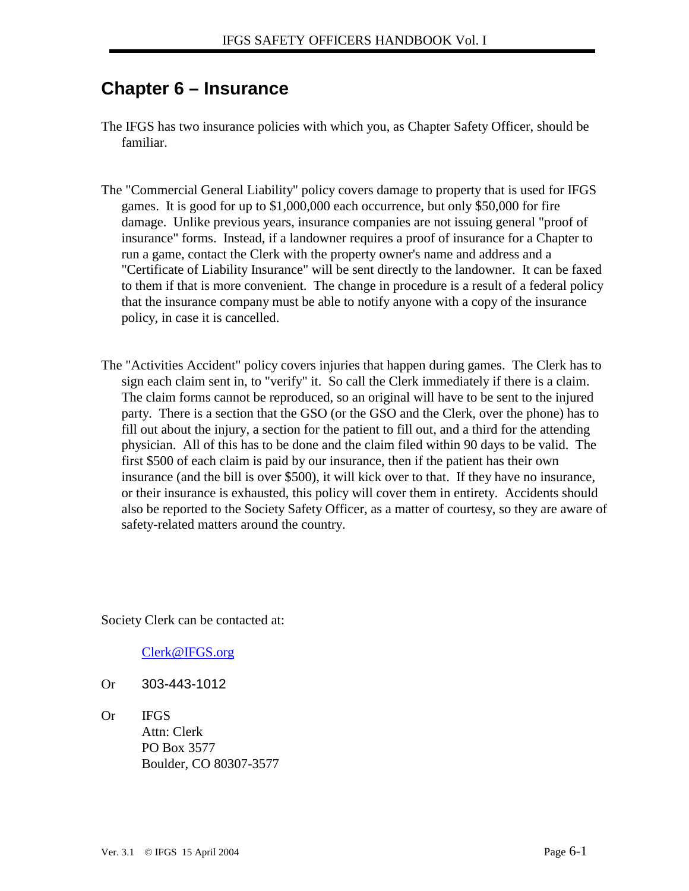# Chapter 6 – Insurance

The IFGS has two insurance policies with which you, as Chapter Safety Officer, should be familiar.

The "Commercial General Liability" policy covers damage to property that is used for IFGS games. It is good for up to $1,000,000 each occurrence, but only $50,000 for fire damage. Unlike previous years, insurance companies are not issuing general "proof of insurance" forms. Instead, if a landowner requires a proof of insurance for a Chapter to run a game, contact the Clerk with the property owner's name and address and a "Certificate of Liability Insurance" will be sent directly to the landowner. It can be faxed to them if that is more convenient. The change in procedure is a result of a federal policy that the insurance company must be able to notify anyone with a copy of the insurance policy, in case it is cancelled.

The "Activities Accident" policy covers injuries that happen during games. The Clerk has to sign each claim sent in, to "verify" it. So call the Clerk immediately if there is a claim. The claim forms cannot be reproduced, so an original will have to be sent to the injured party. There is a section that the GSO (or the GSO and the Clerk, over the phone) has to fill out about the injury, a section for the patient to fill out, and a third for the attending physician. All of this has to be done and the claim filed within 90 days to be valid. The first $500 of each claim is paid by our insurance, then if the patient has their own insurance (and the bill is over $500), it will kick over to that. If they have no insurance, or their insurance is exhausted, this policy will cover them in entirety. Accidents should also be reported to the Society Safety Officer, as a matter of courtesy, so they are aware of safety-related matters around the country.

Society Clerk can be contacted at:

Clerk@IFGS.org

Or 303-443-1012

Or IFGS  
Attn: Clerk  
PO Box 3577  
Boulder, CO 80307-3577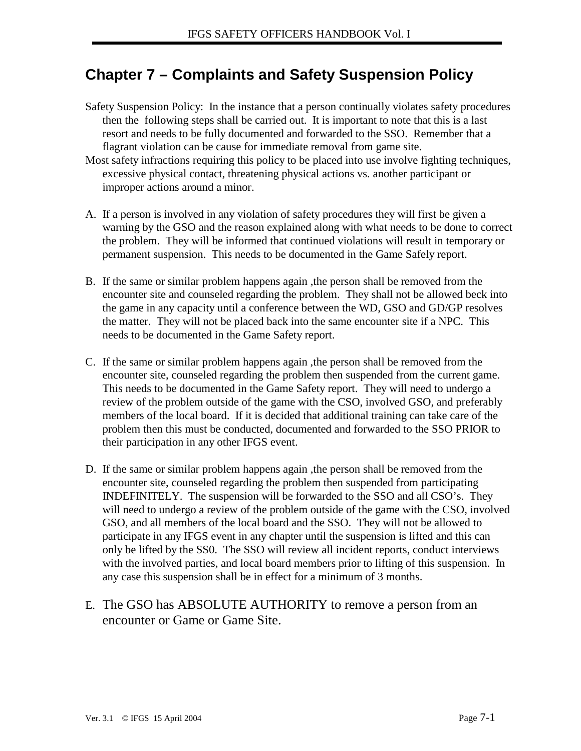# Chapter 7 – Complaints and Safety Suspension Policy

Safety Suspension Policy: In the instance that a person continually violates safety procedures then the following steps shall be carried out. It is important to note that this is a last resort and needs to be fully documented and forwarded to the SSO. Remember that a flagrant violation can be cause for immediate removal from game site.

Most safety infractions requiring this policy to be placed into use involve fighting techniques, excessive physical contact, threatening physical actions vs. another participant or improper actions around a minor.

A. If a person is involved in any violation of safety procedures they will first be given a warning by the GSO and the reason explained along with what needs to be done to correct the problem. They will be informed that continued violations will result in temporary or permanent suspension. This needs to be documented in the Game Safely report.

B. If the same or similar problem happens again ,the person shall be removed from the encounter site and counseled regarding the problem. They shall not be allowed beck into the game in any capacity until a conference between the WD, GSO and GD/GP resolves the matter. They will not be placed back into the same encounter site if a NPC. This needs to be documented in the Game Safety report.

C. If the same or similar problem happens again ,the person shall be removed from the encounter site, counseled regarding the problem then suspended from the current game. This needs to be documented in the Game Safety report. They will need to undergo a review of the problem outside of the game with the CSO, involved GSO, and preferably members of the local board. If it is decided that additional training can take care of the problem then this must be conducted, documented and forwarded to the SSO PRIOR to their participation in any other IFGS event.

D. If the same or similar problem happens again ,the person shall be removed from the encounter site, counseled regarding the problem then suspended from participating INDEFINITELY. The suspension will be forwarded to the SSO and all CSO's. They will need to undergo a review of the problem outside of the game with the CSO, involved GSO, and all members of the local board and the SSO. They will not be allowed to participate in any IFGS event in any chapter until the suspension is lifted and this can only be lifted by the SS0. The SSO will review all incident reports, conduct interviews with the involved parties, and local board members prior to lifting of this suspension. In any case this suspension shall be in effect for a minimum of 3 months.

E. The GSO has ABSOLUTE AUTHORITY to remove a person from an encounter or Game or Game Site.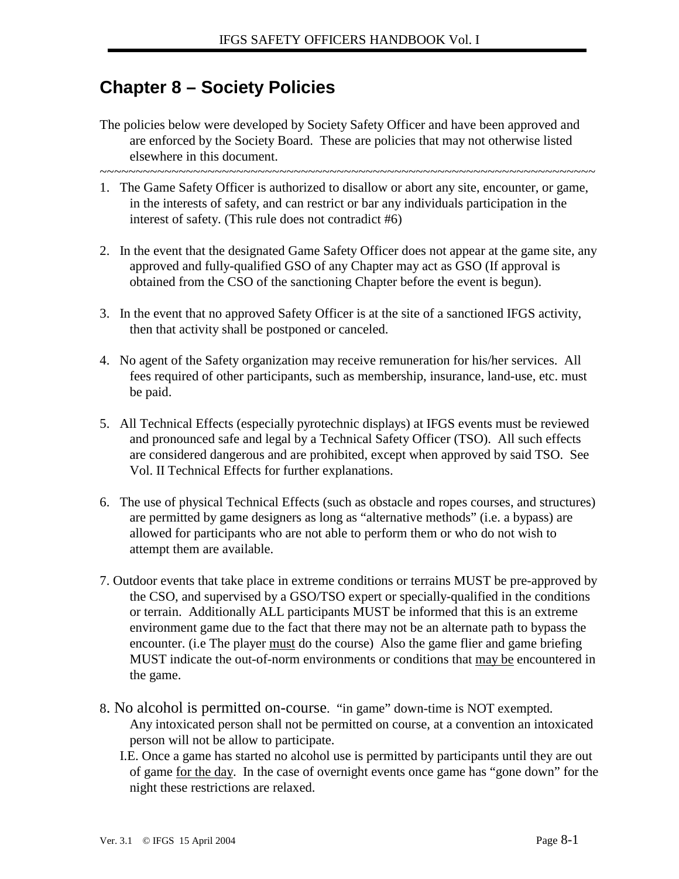# Chapter 8 – Society Policies

The policies below were developed by Society Safety Officer and have been approved and are enforced by the Society Board. These are policies that may not otherwise listed elsewhere in this document.

~~~~~~~~~~~~~~~~~~~~~~~~~~~~~~~~~~~~~~~~~~~~~~~~~~~~~~~~~~~~~~~~~~~~~~~~

1. The Game Safety Officer is authorized to disallow or abort any site, encounter, or game, in the interests of safety, and can restrict or bar any individuals participation in the interest of safety. (This rule does not contradict #6)

2. In the event that the designated Game Safety Officer does not appear at the game site, any approved and fully-qualified GSO of any Chapter may act as GSO (If approval is obtained from the CSO of the sanctioning Chapter before the event is begun).

3. In the event that no approved Safety Officer is at the site of a sanctioned IFGS activity, then that activity shall be postponed or canceled.

4. No agent of the Safety organization may receive remuneration for his/her services. All fees required of other participants, such as membership, insurance, land-use, etc. must be paid.

5. All Technical Effects (especially pyrotechnic displays) at IFGS events must be reviewed and pronounced safe and legal by a Technical Safety Officer (TSO). All such effects are considered dangerous and are prohibited, except when approved by said TSO. See Vol. II Technical Effects for further explanations.

6. The use of physical Technical Effects (such as obstacle and ropes courses, and structures) are permitted by game designers as long as "alternative methods" (i.e. a bypass) are allowed for participants who are not able to perform them or who do not wish to attempt them are available.

7. Outdoor events that take place in extreme conditions or terrains MUST be pre-approved by the CSO, and supervised by a GSO/TSO expert or specially-qualified in the conditions or terrain. Additionally ALL participants MUST be informed that this is an extreme environment game due to the fact that there may not be an alternate path to bypass the encounter. (i.e The player <u>must</u> do the course) Also the game flier and game briefing MUST indicate the out-of-norm environments or conditions that <u>may be</u> encountered in the game.

8. No alcohol is permitted on-course. "in game" down-time is NOT exempted. Any intoxicated person shall not be permitted on course, at a convention an intoxicated person will not be allow to participate.
   I.E. Once a game has started no alcohol use is permitted by participants until they are out of game <u>for the day</u>. In the case of overnight events once game has "gone down" for the night these restrictions are relaxed.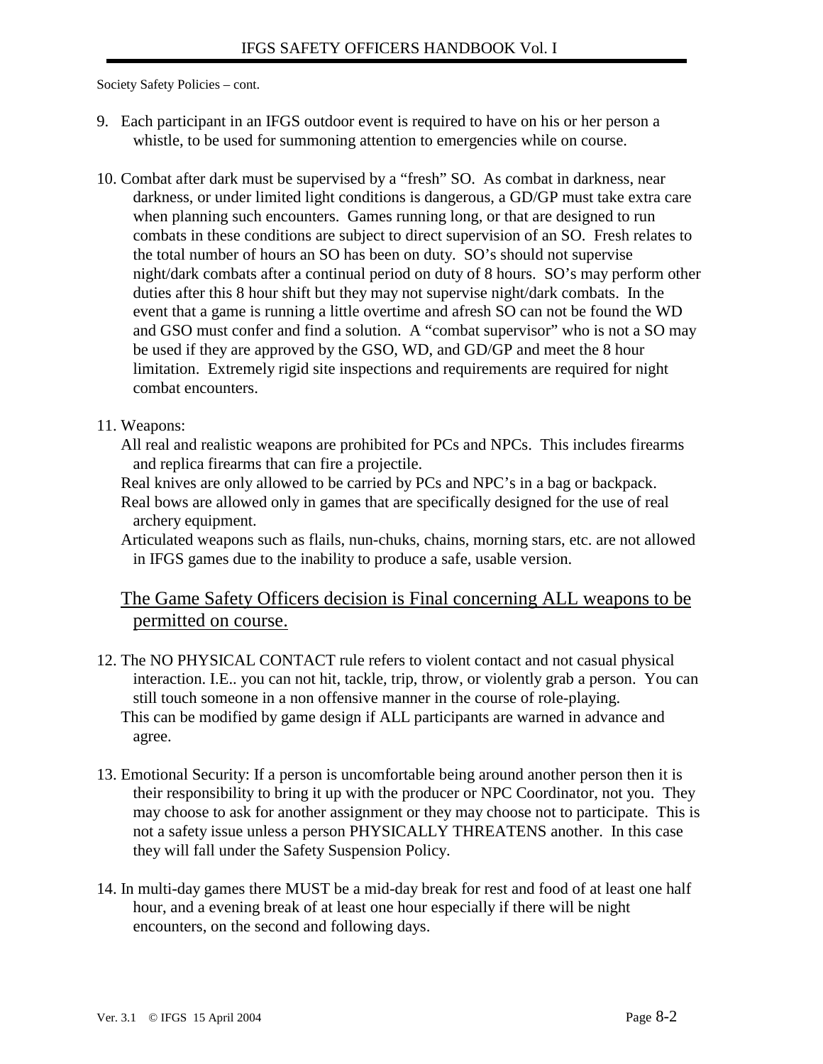Society Safety Policies – cont.

9. Each participant in an IFGS outdoor event is required to have on his or her person a whistle, to be used for summoning attention to emergencies while on course.

10. Combat after dark must be supervised by a "fresh" SO. As combat in darkness, near darkness, or under limited light conditions is dangerous, a GD/GP must take extra care when planning such encounters. Games running long, or that are designed to run combats in these conditions are subject to direct supervision of an SO. Fresh relates to the total number of hours an SO has been on duty. SO's should not supervise night/dark combats after a continual period on duty of 8 hours. SO's may perform other duties after this 8 hour shift but they may not supervise night/dark combats. In the event that a game is running a little overtime and afresh SO can not be found the WD and GSO must confer and find a solution. A "combat supervisor" who is not a SO may be used if they are approved by the GSO, WD, and GD/GP and meet the 8 hour limitation. Extremely rigid site inspections and requirements are required for night combat encounters.

11. Weapons:
    All real and realistic weapons are prohibited for PCs and NPCs. This includes firearms and replica firearms that can fire a projectile.
    Real knives are only allowed to be carried by PCs and NPC's in a bag or backpack.
    Real bows are allowed only in games that are specifically designed for the use of real archery equipment.
    Articulated weapons such as flails, nun-chuks, chains, morning stars, etc. are not allowed in IFGS games due to the inability to produce a safe, usable version.

    <u>The Game Safety Officers decision is Final concerning ALL weapons to be permitted on course.</u>

12. The NO PHYSICAL CONTACT rule refers to violent contact and not casual physical interaction. I.E.. you can not hit, tackle, trip, throw, or violently grab a person. You can still touch someone in a non offensive manner in the course of role-playing.
    This can be modified by game design if ALL participants are warned in advance and agree.

13. Emotional Security: If a person is uncomfortable being around another person then it is their responsibility to bring it up with the producer or NPC Coordinator, not you. They may choose to ask for another assignment or they may choose not to participate. This is not a safety issue unless a person PHYSICALLY THREATENS another. In this case they will fall under the Safety Suspension Policy.

14. In multi-day games there MUST be a mid-day break for rest and food of at least one half hour, and a evening break of at least one hour especially if there will be night encounters, on the second and following days.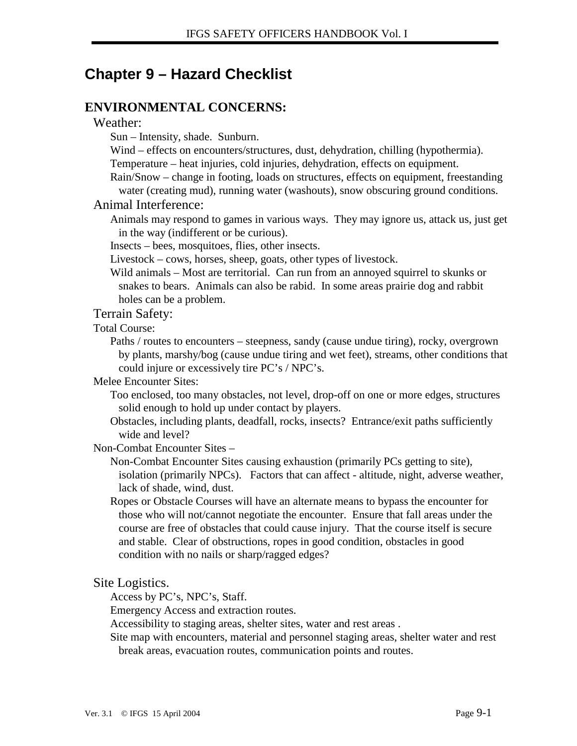# Chapter 9 – Hazard Checklist

## ENVIRONMENTAL CONCERNS:

### Weather:

Sun – Intensity, shade. Sunburn.

Wind – effects on encounters/structures, dust, dehydration, chilling (hypothermia).

Temperature – heat injuries, cold injuries, dehydration, effects on equipment.

Rain/Snow – change in footing, loads on structures, effects on equipment, freestanding water (creating mud), running water (washouts), snow obscuring ground conditions.

### Animal Interference:

Animals may respond to games in various ways. They may ignore us, attack us, just get in the way (indifferent or be curious).

Insects – bees, mosquitoes, flies, other insects.

Livestock – cows, horses, sheep, goats, other types of livestock.

Wild animals – Most are territorial. Can run from an annoyed squirrel to skunks or snakes to bears. Animals can also be rabid. In some areas prairie dog and rabbit holes can be a problem.

### Terrain Safety:

Total Course:

Paths / routes to encounters – steepness, sandy (cause undue tiring), rocky, overgrown by plants, marshy/bog (cause undue tiring and wet feet), streams, other conditions that could injure or excessively tire PC's / NPC's.

Melee Encounter Sites:

Too enclosed, too many obstacles, not level, drop-off on one or more edges, structures solid enough to hold up under contact by players.

Obstacles, including plants, deadfall, rocks, insects? Entrance/exit paths sufficiently wide and level?

Non-Combat Encounter Sites –

Non-Combat Encounter Sites causing exhaustion (primarily PCs getting to site), isolation (primarily NPCs). Factors that can affect - altitude, night, adverse weather, lack of shade, wind, dust.

Ropes or Obstacle Courses will have an alternate means to bypass the encounter for those who will not/cannot negotiate the encounter. Ensure that fall areas under the course are free of obstacles that could cause injury. That the course itself is secure and stable. Clear of obstructions, ropes in good condition, obstacles in good condition with no nails or sharp/ragged edges?

### Site Logistics.

Access by PC's, NPC's, Staff.

Emergency Access and extraction routes.

Accessibility to staging areas, shelter sites, water and rest areas .

Site map with encounters, material and personnel staging areas, shelter water and rest break areas, evacuation routes, communication points and routes.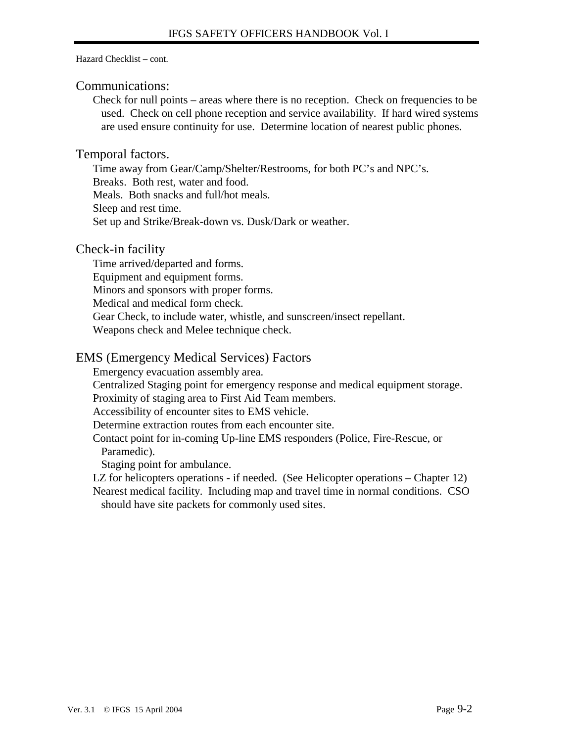Hazard Checklist – cont.

## Communications:

Check for null points – areas where there is no reception. Check on frequencies to be used. Check on cell phone reception and service availability. If hard wired systems are used ensure continuity for use. Determine location of nearest public phones.

## Temporal factors.

Time away from Gear/Camp/Shelter/Restrooms, for both PC's and NPC's.
Breaks. Both rest, water and food.
Meals. Both snacks and full/hot meals.
Sleep and rest time.
Set up and Strike/Break-down vs. Dusk/Dark or weather.

## Check-in facility

Time arrived/departed and forms.
Equipment and equipment forms.
Minors and sponsors with proper forms.
Medical and medical form check.
Gear Check, to include water, whistle, and sunscreen/insect repellant.
Weapons check and Melee technique check.

## EMS (Emergency Medical Services) Factors

Emergency evacuation assembly area.
Centralized Staging point for emergency response and medical equipment storage.
Proximity of staging area to First Aid Team members.
Accessibility of encounter sites to EMS vehicle.
Determine extraction routes from each encounter site.
Contact point for in-coming Up-line EMS responders (Police, Fire-Rescue, or Paramedic).
Staging point for ambulance.
LZ for helicopters operations - if needed. (See Helicopter operations – Chapter 12)
Nearest medical facility. Including map and travel time in normal conditions. CSO should have site packets for commonly used sites.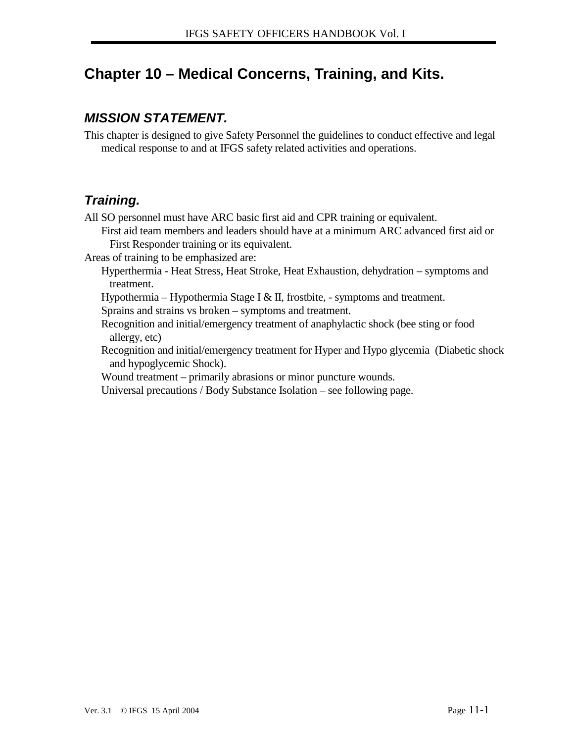# Chapter 10 – Medical Concerns, Training, and Kits.

## *MISSION STATEMENT.*

This chapter is designed to give Safety Personnel the guidelines to conduct effective and legal medical response to and at IFGS safety related activities and operations.

## *Training.*

All SO personnel must have ARC basic first aid and CPR training or equivalent.

- First aid team members and leaders should have at a minimum ARC advanced first aid or First Responder training or its equivalent.

Areas of training to be emphasized are:

- Hyperthermia - Heat Stress, Heat Stroke, Heat Exhaustion, dehydration – symptoms and treatment.
- Hypothermia – Hypothermia Stage I & II, frostbite, - symptoms and treatment.
- Sprains and strains vs broken – symptoms and treatment.
- Recognition and initial/emergency treatment of anaphylactic shock (bee sting or food allergy, etc)
- Recognition and initial/emergency treatment for Hyper and Hypo glycemia (Diabetic shock and hypoglycemic Shock).
- Wound treatment – primarily abrasions or minor puncture wounds.
- Universal precautions / Body Substance Isolation – see following page.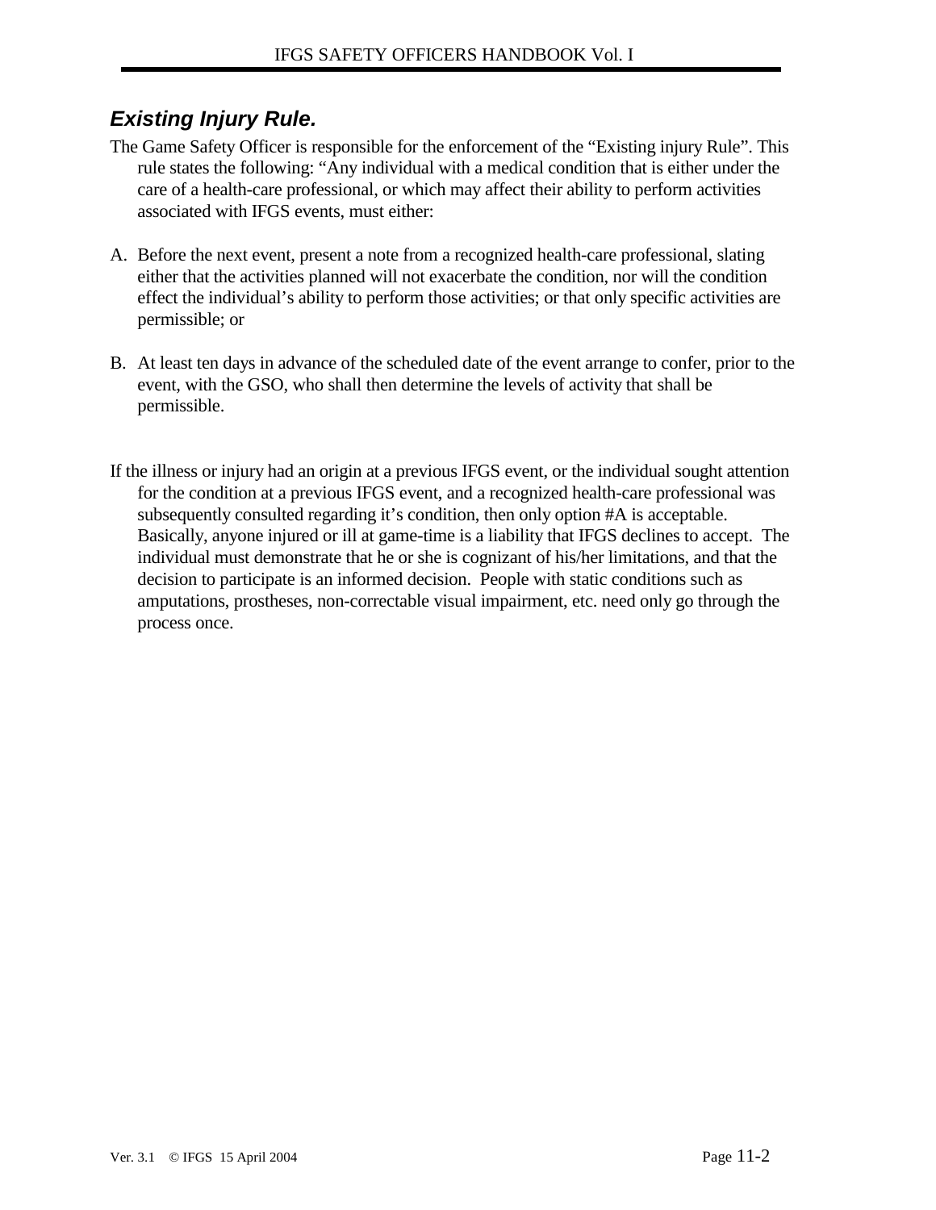### *Existing Injury Rule.*

The Game Safety Officer is responsible for the enforcement of the “Existing injury Rule”. This rule states the following: “Any individual with a medical condition that is either under the care of a health-care professional, or which may affect their ability to perform activities associated with IFGS events, must either:

A. Before the next event, present a note from a recognized health-care professional, slating either that the activities planned will not exacerbate the condition, nor will the condition effect the individual’s ability to perform those activities; or that only specific activities are permissible; or

B. At least ten days in advance of the scheduled date of the event arrange to confer, prior to the event, with the GSO, who shall then determine the levels of activity that shall be permissible.

If the illness or injury had an origin at a previous IFGS event, or the individual sought attention for the condition at a previous IFGS event, and a recognized health-care professional was subsequently consulted regarding it’s condition, then only option #A is acceptable. Basically, anyone injured or ill at game-time is a liability that IFGS declines to accept. The individual must demonstrate that he or she is cognizant of his/her limitations, and that the decision to participate is an informed decision. People with static conditions such as amputations, prostheses, non-correctable visual impairment, etc. need only go through the process once.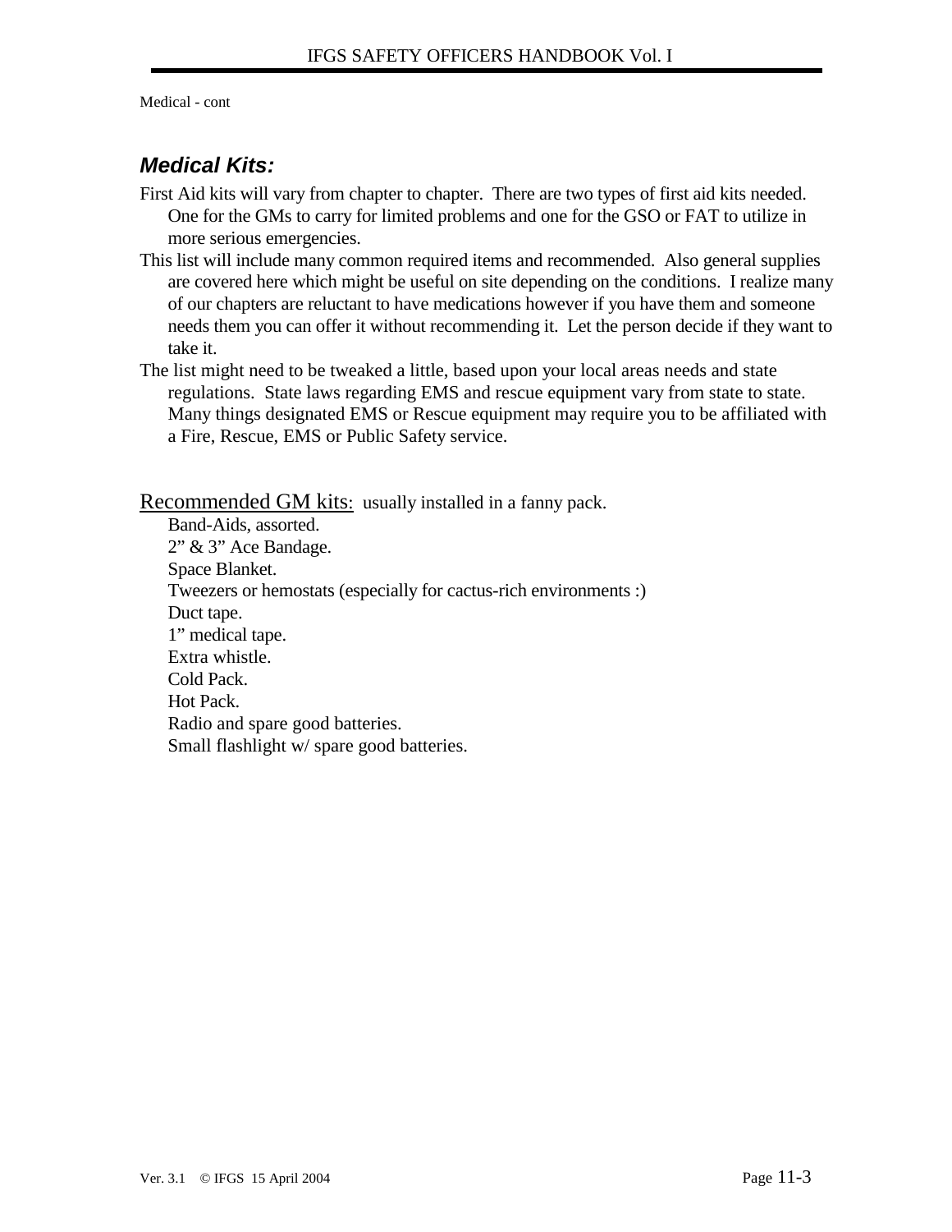Medical - cont

## *Medical Kits:*

First Aid kits will vary from chapter to chapter. There are two types of first aid kits needed. One for the GMs to carry for limited problems and one for the GSO or FAT to utilize in more serious emergencies.

This list will include many common required items and recommended. Also general supplies are covered here which might be useful on site depending on the conditions. I realize many of our chapters are reluctant to have medications however if you have them and someone needs them you can offer it without recommending it. Let the person decide if they want to take it.

The list might need to be tweaked a little, based upon your local areas needs and state regulations. State laws regarding EMS and rescue equipment vary from state to state. Many things designated EMS or Rescue equipment may require you to be affiliated with a Fire, Rescue, EMS or Public Safety service.

Recommended GM kits: usually installed in a fanny pack.

- Band-Aids, assorted.
- 2" & 3" Ace Bandage.
- Space Blanket.
- Tweezers or hemostats (especially for cactus-rich environments :)
- Duct tape.
- 1" medical tape.
- Extra whistle.
- Cold Pack.
- Hot Pack.
- Radio and spare good batteries.
- Small flashlight w/ spare good batteries.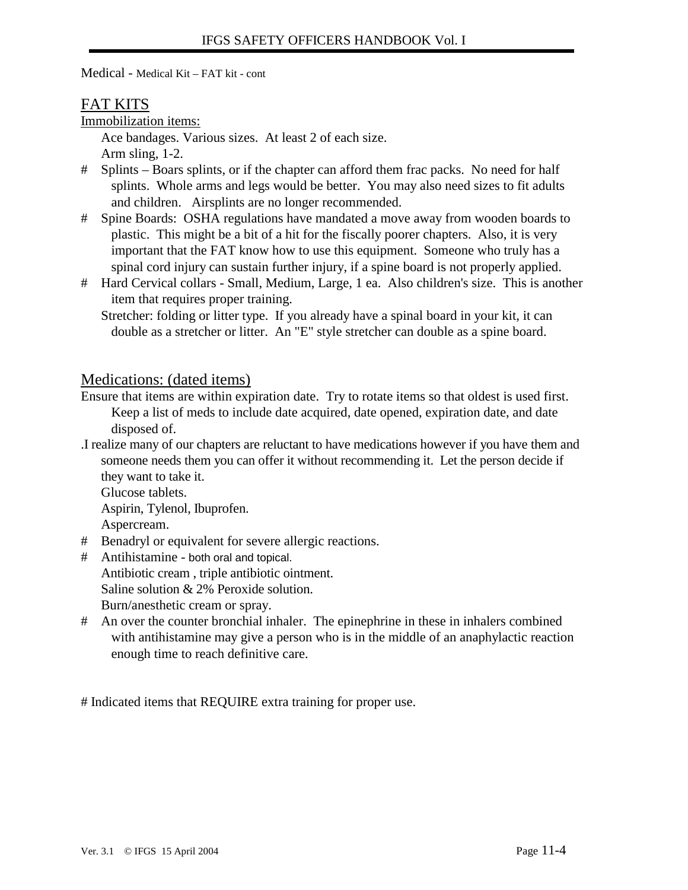Medical - Medical Kit – FAT kit - cont

## FAT KITS

Immobilization items:

Ace bandages. Various sizes. At least 2 of each size.

Arm sling, 1-2.

# Splints – Boars splints, or if the chapter can afford them frac packs. No need for half splints. Whole arms and legs would be better. You may also need sizes to fit adults and children. Airsplints are no longer recommended.

# Spine Boards: OSHA regulations have mandated a move away from wooden boards to plastic. This might be a bit of a hit for the fiscally poorer chapters. Also, it is very important that the FAT know how to use this equipment. Someone who truly has a spinal cord injury can sustain further injury, if a spine board is not properly applied.

# Hard Cervical collars - Small, Medium, Large, 1 ea. Also children's size. This is another item that requires proper training.

Stretcher: folding or litter type. If you already have a spinal board in your kit, it can double as a stretcher or litter. An "E" style stretcher can double as a spine board.

## Medications: (dated items)

Ensure that items are within expiration date. Try to rotate items so that oldest is used first. Keep a list of meds to include date acquired, date opened, expiration date, and date disposed of.

.I realize many of our chapters are reluctant to have medications however if you have them and someone needs them you can offer it without recommending it. Let the person decide if they want to take it.

Glucose tablets.

Aspirin, Tylenol, Ibuprofen.

Aspercream.

# Benadryl or equivalent for severe allergic reactions.

# Antihistamine - both oral and topical.

Antibiotic cream , triple antibiotic ointment.

Saline solution & 2% Peroxide solution.

Burn/anesthetic cream or spray.

# An over the counter bronchial inhaler. The epinephrine in these in inhalers combined with antihistamine may give a person who is in the middle of an anaphylactic reaction enough time to reach definitive care.

# Indicated items that REQUIRE extra training for proper use.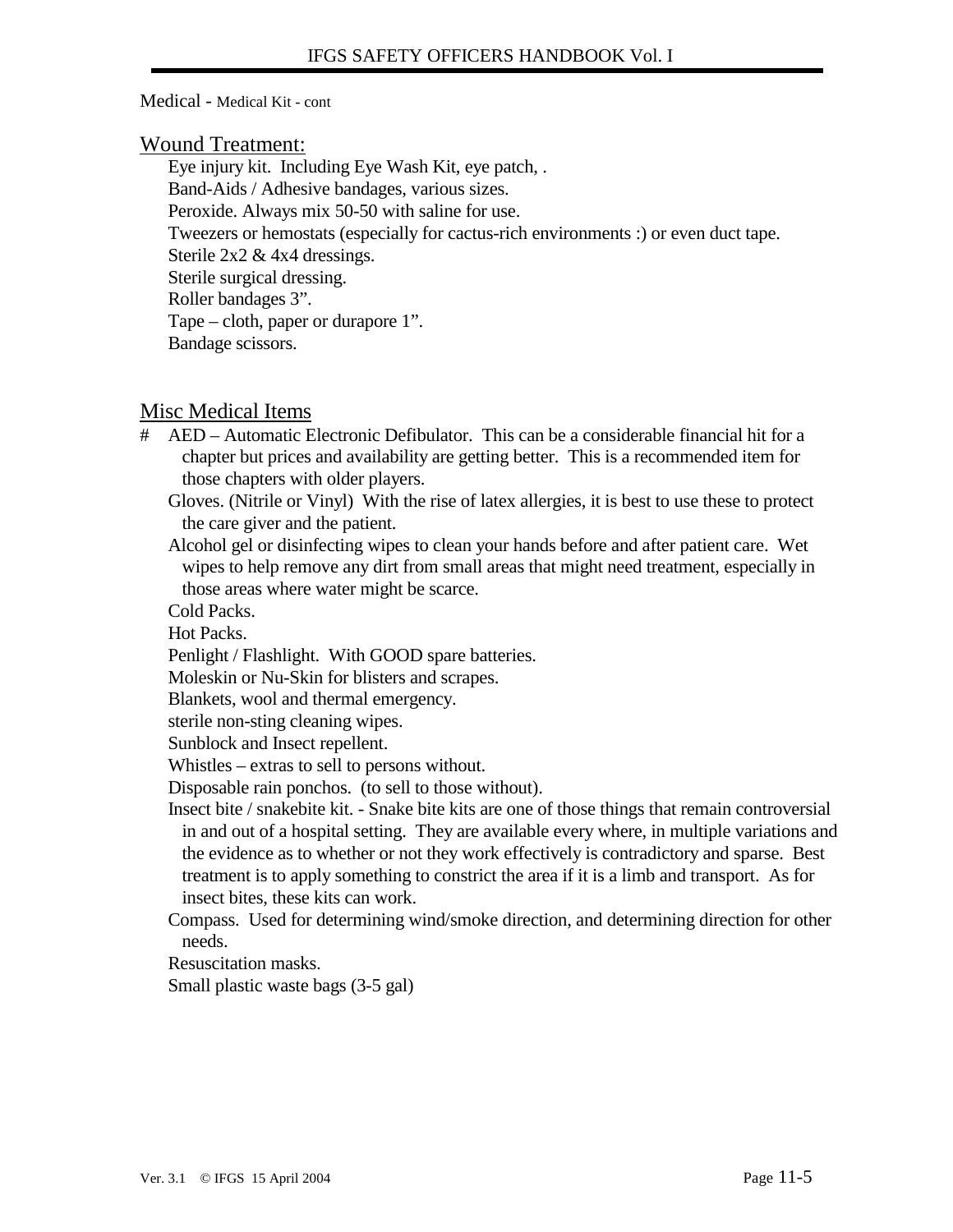Medical - Medical Kit - cont

## Wound Treatment:

Eye injury kit. Including Eye Wash Kit, eye patch, .
Band-Aids / Adhesive bandages, various sizes.
Peroxide. Always mix 50-50 with saline for use.
Tweezers or hemostats (especially for cactus-rich environments :) or even duct tape.
Sterile 2x2 & 4x4 dressings.
Sterile surgical dressing.
Roller bandages 3”.
Tape – cloth, paper or durapore 1”.
Bandage scissors.

## Misc Medical Items

\# AED – Automatic Electronic Defibulator. This can be a considerable financial hit for a chapter but prices and availability are getting better. This is a recommended item for those chapters with older players.

Gloves. (Nitrile or Vinyl) With the rise of latex allergies, it is best to use these to protect the care giver and the patient.

Alcohol gel or disinfecting wipes to clean your hands before and after patient care. Wet wipes to help remove any dirt from small areas that might need treatment, especially in those areas where water might be scarce.

Cold Packs.

Hot Packs.

Penlight / Flashlight. With GOOD spare batteries.

Moleskin or Nu-Skin for blisters and scrapes.

Blankets, wool and thermal emergency.

sterile non-sting cleaning wipes.

Sunblock and Insect repellent.

Whistles – extras to sell to persons without.

Disposable rain ponchos. (to sell to those without).

Insect bite / snakebite kit. - Snake bite kits are one of those things that remain controversial in and out of a hospital setting. They are available every where, in multiple variations and the evidence as to whether or not they work effectively is contradictory and sparse. Best treatment is to apply something to constrict the area if it is a limb and transport. As for insect bites, these kits can work.

Compass. Used for determining wind/smoke direction, and determining direction for other needs.

Resuscitation masks.

Small plastic waste bags (3-5 gal)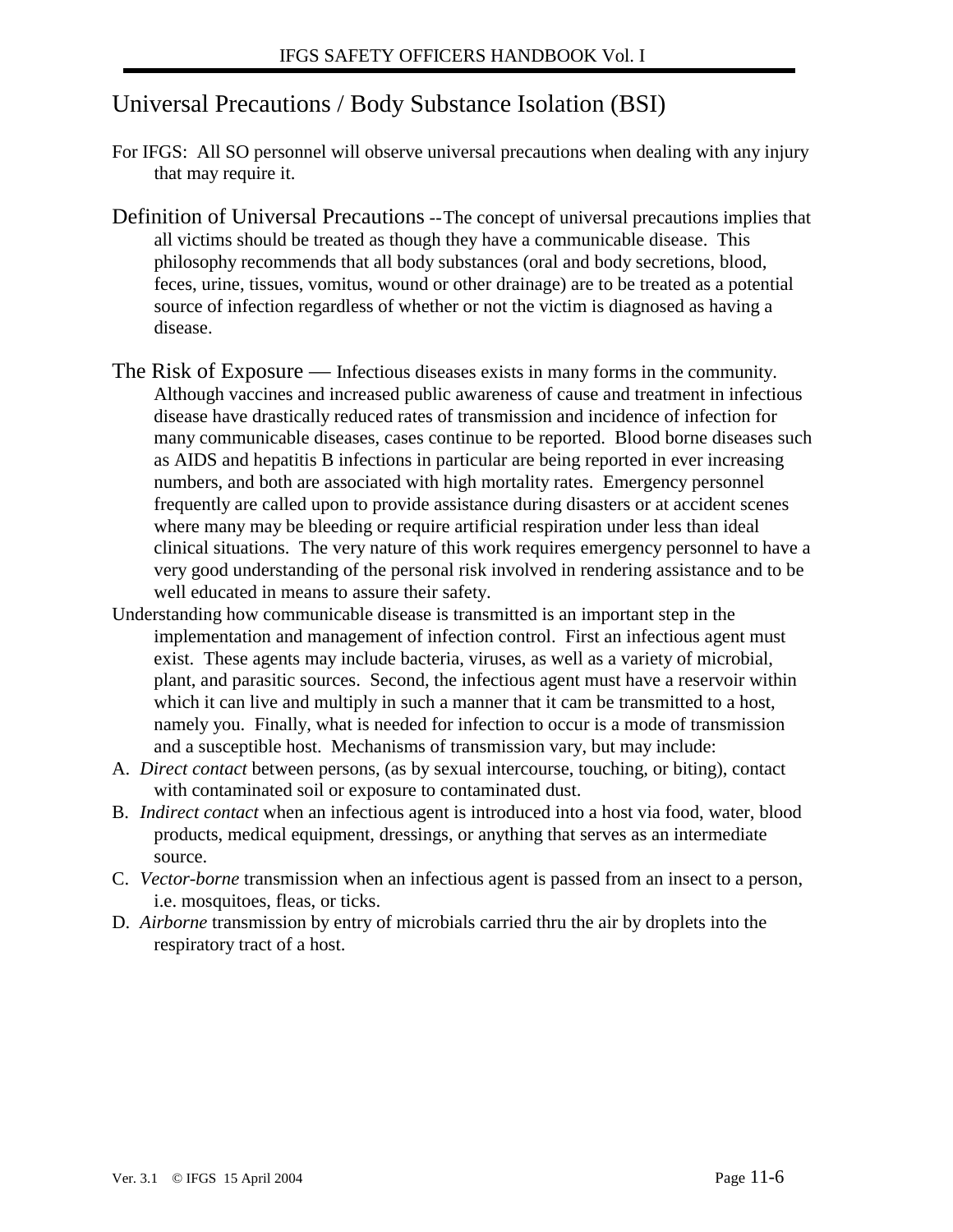## Universal Precautions / Body Substance Isolation (BSI)

For IFGS: All SO personnel will observe universal precautions when dealing with any injury that may require it.

Definition of Universal Precautions --The concept of universal precautions implies that all victims should be treated as though they have a communicable disease. This philosophy recommends that all body substances (oral and body secretions, blood, feces, urine, tissues, vomitus, wound or other drainage) are to be treated as a potential source of infection regardless of whether or not the victim is diagnosed as having a disease.

The Risk of Exposure — Infectious diseases exists in many forms in the community. Although vaccines and increased public awareness of cause and treatment in infectious disease have drastically reduced rates of transmission and incidence of infection for many communicable diseases, cases continue to be reported. Blood borne diseases such as AIDS and hepatitis B infections in particular are being reported in ever increasing numbers, and both are associated with high mortality rates. Emergency personnel frequently are called upon to provide assistance during disasters or at accident scenes where many may be bleeding or require artificial respiration under less than ideal clinical situations. The very nature of this work requires emergency personnel to have a very good understanding of the personal risk involved in rendering assistance and to be well educated in means to assure their safety.

Understanding how communicable disease is transmitted is an important step in the implementation and management of infection control. First an infectious agent must exist. These agents may include bacteria, viruses, as well as a variety of microbial, plant, and parasitic sources. Second, the infectious agent must have a reservoir within which it can live and multiply in such a manner that it cam be transmitted to a host, namely you. Finally, what is needed for infection to occur is a mode of transmission and a susceptible host. Mechanisms of transmission vary, but may include:

A. *Direct contact* between persons, (as by sexual intercourse, touching, or biting), contact with contaminated soil or exposure to contaminated dust.

B. *Indirect contact* when an infectious agent is introduced into a host via food, water, blood products, medical equipment, dressings, or anything that serves as an intermediate source.

C. *Vector-borne* transmission when an infectious agent is passed from an insect to a person, i.e. mosquitoes, fleas, or ticks.

D. *Airborne* transmission by entry of microbials carried thru the air by droplets into the respiratory tract of a host.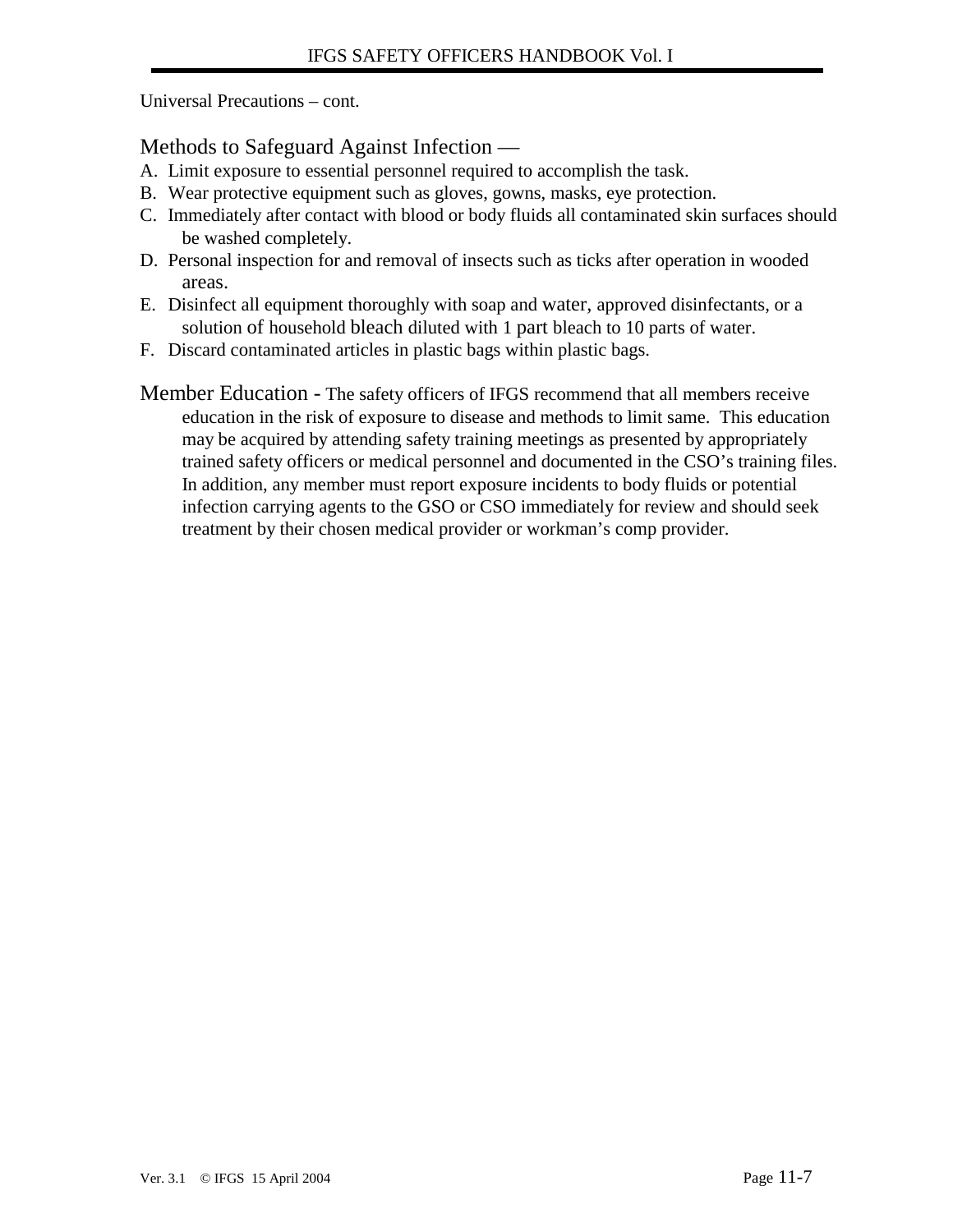Universal Precautions – cont.

## Methods to Safeguard Against Infection —

A. Limit exposure to essential personnel required to accomplish the task.
B. Wear protective equipment such as gloves, gowns, masks, eye protection.
C. Immediately after contact with blood or body fluids all contaminated skin surfaces should be washed completely.
D. Personal inspection for and removal of insects such as ticks after operation in wooded areas.
E. Disinfect all equipment thoroughly with soap and water, approved disinfectants, or a solution of household bleach diluted with 1 part bleach to 10 parts of water.
F. Discard contaminated articles in plastic bags within plastic bags.

**Member Education -** The safety officers of IFGS recommend that all members receive education in the risk of exposure to disease and methods to limit same. This education may be acquired by attending safety training meetings as presented by appropriately trained safety officers or medical personnel and documented in the CSO's training files. In addition, any member must report exposure incidents to body fluids or potential infection carrying agents to the GSO or CSO immediately for review and should seek treatment by their chosen medical provider or workman's comp provider.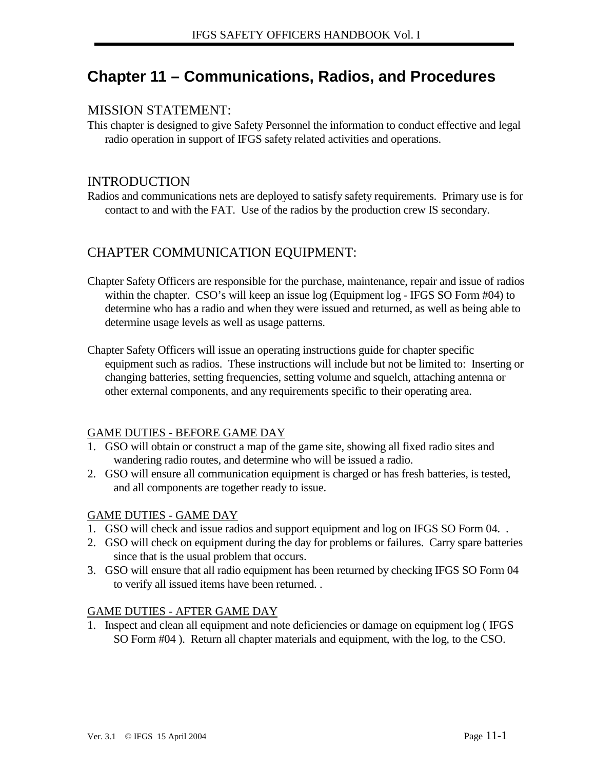# Chapter 11 – Communications, Radios, and Procedures

## MISSION STATEMENT:

This chapter is designed to give Safety Personnel the information to conduct effective and legal radio operation in support of IFGS safety related activities and operations.

## INTRODUCTION

Radios and communications nets are deployed to satisfy safety requirements. Primary use is for contact to and with the FAT. Use of the radios by the production crew IS secondary.

## CHAPTER COMMUNICATION EQUIPMENT:

Chapter Safety Officers are responsible for the purchase, maintenance, repair and issue of radios within the chapter. CSO's will keep an issue log (Equipment log - IFGS SO Form #04) to determine who has a radio and when they were issued and returned, as well as being able to determine usage levels as well as usage patterns.

Chapter Safety Officers will issue an operating instructions guide for chapter specific equipment such as radios. These instructions will include but not be limited to: Inserting or changing batteries, setting frequencies, setting volume and squelch, attaching antenna or other external components, and any requirements specific to their operating area.

### GAME DUTIES - BEFORE GAME DAY

1. GSO will obtain or construct a map of the game site, showing all fixed radio sites and wandering radio routes, and determine who will be issued a radio.
2. GSO will ensure all communication equipment is charged or has fresh batteries, is tested, and all components are together ready to issue.

### GAME DUTIES - GAME DAY

1. GSO will check and issue radios and support equipment and log on IFGS SO Form 04. .
2. GSO will check on equipment during the day for problems or failures. Carry spare batteries since that is the usual problem that occurs.
3. GSO will ensure that all radio equipment has been returned by checking IFGS SO Form 04 to verify all issued items have been returned. .

### GAME DUTIES - AFTER GAME DAY

1. Inspect and clean all equipment and note deficiencies or damage on equipment log ( IFGS SO Form #04 ). Return all chapter materials and equipment, with the log, to the CSO.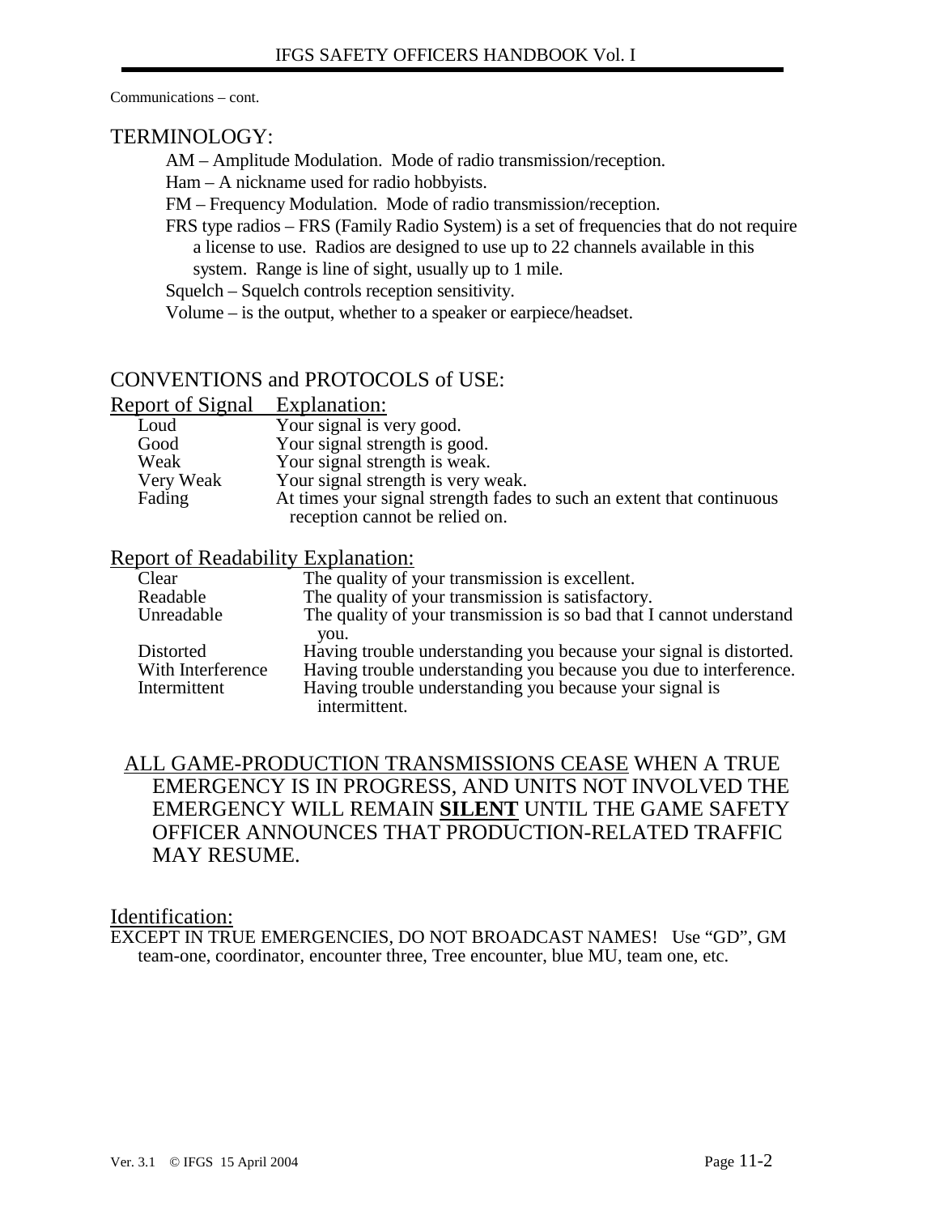Communications – cont.

## TERMINOLOGY:

AM – Amplitude Modulation. Mode of radio transmission/reception.

Ham – A nickname used for radio hobbyists.

FM – Frequency Modulation. Mode of radio transmission/reception.

FRS type radios – FRS (Family Radio System) is a set of frequencies that do not require a license to use. Radios are designed to use up to 22 channels available in this system. Range is line of sight, usually up to 1 mile.

Squelch – Squelch controls reception sensitivity.

Volume – is the output, whether to a speaker or earpiece/headset.

## CONVENTIONS and PROTOCOLS of USE:

| Report of Signal | Explanation: |
|---|---|
| Loud | Your signal is very good. |
| Good | Your signal strength is good. |
| Weak | Your signal strength is weak. |
| Very Weak | Your signal strength is very weak. |
| Fading | At times your signal strength fades to such an extent that continuous reception cannot be relied on. |

| Report of Readability | Explanation: |
|---|---|
| Clear | The quality of your transmission is excellent. |
| Readable | The quality of your transmission is satisfactory. |
| Unreadable | The quality of your transmission is so bad that I cannot understand you. |
| Distorted | Having trouble understanding you because your signal is distorted. |
| With Interference | Having trouble understanding you because you due to interference. |
| Intermittent | Having trouble understanding you because your signal is intermittent. |

ALL GAME-PRODUCTION TRANSMISSIONS CEASE WHEN A TRUE EMERGENCY IS IN PROGRESS, AND UNITS NOT INVOLVED THE EMERGENCY WILL REMAIN **SILENT** UNTIL THE GAME SAFETY OFFICER ANNOUNCES THAT PRODUCTION-RELATED TRAFFIC MAY RESUME.

## Identification:

EXCEPT IN TRUE EMERGENCIES, DO NOT BROADCAST NAMES! Use "GD", GM team-one, coordinator, encounter three, Tree encounter, blue MU, team one, etc.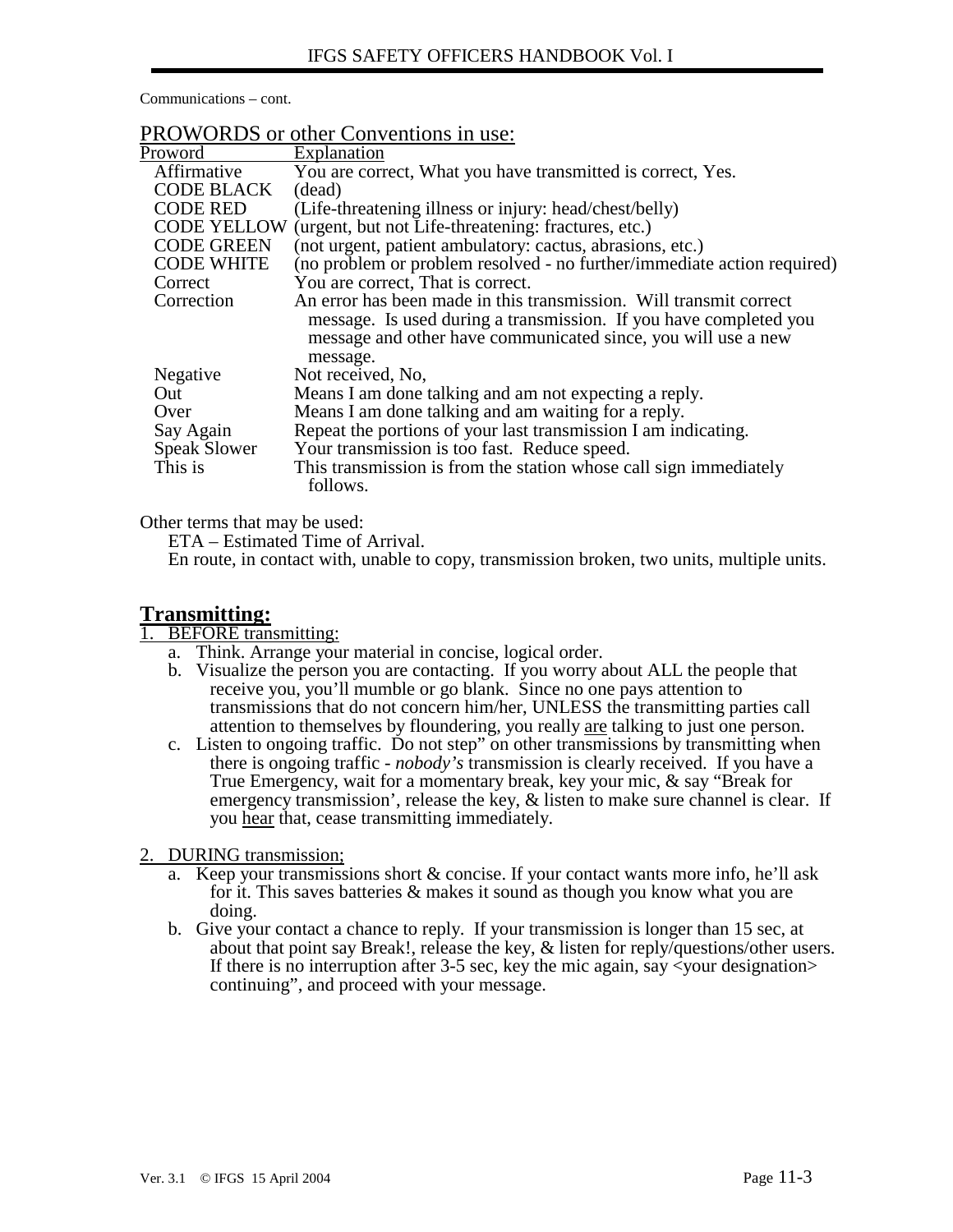Communications – cont.

PROWORDS or other Conventions in use:

| Proword | Explanation |
|---|---|
| Affirmative | You are correct, What you have transmitted is correct, Yes. |
| CODE BLACK | (dead) |
| CODE RED | (Life-threatening illness or injury: head/chest/belly) |
| CODE YELLOW | (urgent, but not Life-threatening: fractures, etc.) |
| CODE GREEN | (not urgent, patient ambulatory: cactus, abrasions, etc.) |
| CODE WHITE | (no problem or problem resolved - no further/immediate action required) |
| Correct | You are correct, That is correct. |
| Correction | An error has been made in this transmission. Will transmit correct message. Is used during a transmission. If you have completed you message and other have communicated since, you will use a new message. |
| Negative | Not received, No, |
| Out | Means I am done talking and am not expecting a reply. |
| Over | Means I am done talking and am waiting for a reply. |
| Say Again | Repeat the portions of your last transmission I am indicating. |
| Speak Slower | Your transmission is too fast. Reduce speed. |
| This is | This transmission is from the station whose call sign immediately follows. |

Other terms that may be used:

ETA – Estimated Time of Arrival.

En route, in contact with, unable to copy, transmission broken, two units, multiple units.

## Transmitting:

1. BEFORE transmitting:
   a. Think. Arrange your material in concise, logical order.
   b. Visualize the person you are contacting. If you worry about ALL the people that receive you, you'll mumble or go blank. Since no one pays attention to transmissions that do not concern him/her, UNLESS the transmitting parties call attention to themselves by floundering, you really are talking to just one person.
   c. Listen to ongoing traffic. Do not step" on other transmissions by transmitting when there is ongoing traffic - *nobody's* transmission is clearly received. If you have a True Emergency, wait for a momentary break, key your mic, & say "Break for emergency transmission', release the key, & listen to make sure channel is clear. If you hear that, cease transmitting immediately.

2. DURING transmission;
   a. Keep your transmissions short & concise. If your contact wants more info, he'll ask for it. This saves batteries & makes it sound as though you know what you are doing.
   b. Give your contact a chance to reply. If your transmission is longer than 15 sec, at about that point say Break!, release the key, & listen for reply/questions/other users. If there is no interruption after 3-5 sec, key the mic again, say <your designation> continuing", and proceed with your message.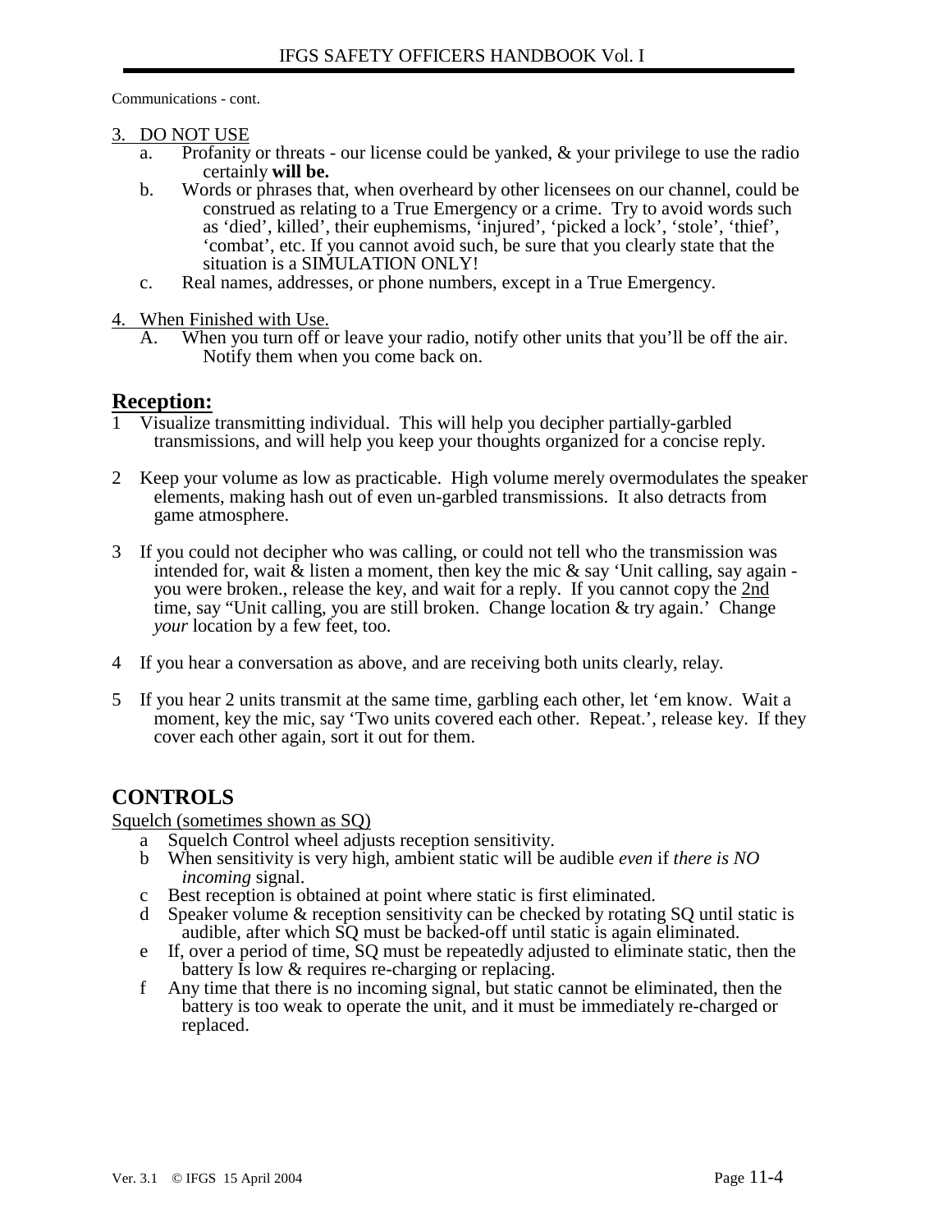Communications - cont.

3. DO NOT USE

   a. Profanity or threats - our license could be yanked, & your privilege to use the radio certainly **will be.**

   b. Words or phrases that, when overheard by other licensees on our channel, could be construed as relating to a True Emergency or a crime. Try to avoid words such as 'died', killed', their euphemisms, 'injured', 'picked a lock', 'stole', 'thief', 'combat', etc. If you cannot avoid such, be sure that you clearly state that the situation is a SIMULATION ONLY!

   c. Real names, addresses, or phone numbers, except in a True Emergency.

4. When Finished with Use.

   A. When you turn off or leave your radio, notify other units that you'll be off the air. Notify them when you come back on.

## Reception:

1 Visualize transmitting individual. This will help you decipher partially-garbled transmissions, and will help you keep your thoughts organized for a concise reply.

2 Keep your volume as low as practicable. High volume merely overmodulates the speaker elements, making hash out of even un-garbled transmissions. It also detracts from game atmosphere.

3 If you could not decipher who was calling, or could not tell who the transmission was intended for, wait & listen a moment, then key the mic & say 'Unit calling, say again - you were broken., release the key, and wait for a reply. If you cannot copy the 2nd time, say "Unit calling, you are still broken. Change location & try again.' Change *your* location by a few feet, too.

4 If you hear a conversation as above, and are receiving both units clearly, relay.

5 If you hear 2 units transmit at the same time, garbling each other, let 'em know. Wait a moment, key the mic, say 'Two units covered each other. Repeat.', release key. If they cover each other again, sort it out for them.

## CONTROLS

Squelch (sometimes shown as SQ)

a Squelch Control wheel adjusts reception sensitivity.

b When sensitivity is very high, ambient static will be audible *even* if *there is NO incoming* signal.

c Best reception is obtained at point where static is first eliminated.

d Speaker volume & reception sensitivity can be checked by rotating SQ until static is audible, after which SQ must be backed-off until static is again eliminated.

e If, over a period of time, SQ must be repeatedly adjusted to eliminate static, then the battery is low & requires re-charging or replacing.

f Any time that there is no incoming signal, but static cannot be eliminated, then the battery is too weak to operate the unit, and it must be immediately re-charged or replaced.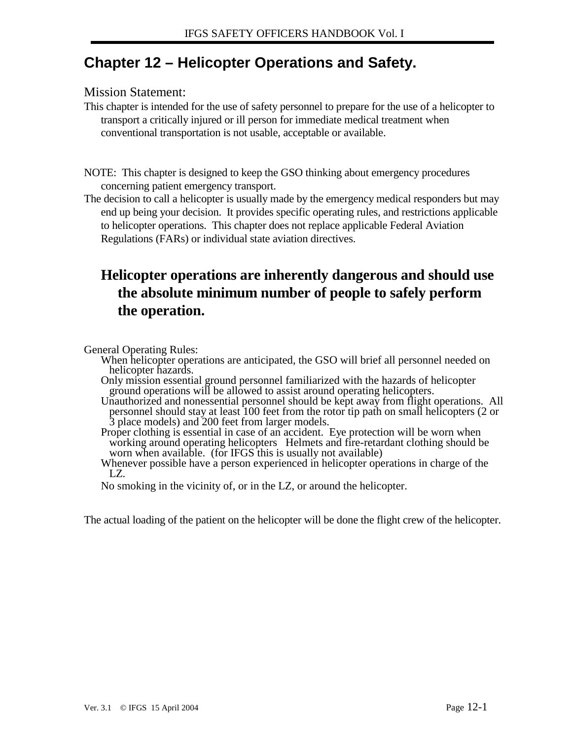# Chapter 12 – Helicopter Operations and Safety.

## Mission Statement:

This chapter is intended for the use of safety personnel to prepare for the use of a helicopter to transport a critically injured or ill person for immediate medical treatment when conventional transportation is not usable, acceptable or available.

NOTE: This chapter is designed to keep the GSO thinking about emergency procedures concerning patient emergency transport.

The decision to call a helicopter is usually made by the emergency medical responders but may end up being your decision. It provides specific operating rules, and restrictions applicable to helicopter operations. This chapter does not replace applicable Federal Aviation Regulations (FARs) or individual state aviation directives.

**Helicopter operations are inherently dangerous and should use the absolute minimum number of people to safely perform the operation.**

General Operating Rules:

- When helicopter operations are anticipated, the GSO will brief all personnel needed on helicopter hazards.
- Only mission essential ground personnel familiarized with the hazards of helicopter ground operations will be allowed to assist around operating helicopters.
- Unauthorized and nonessential personnel should be kept away from flight operations. All personnel should stay at least 100 feet from the rotor tip path on small helicopters (2 or 3 place models) and 200 feet from larger models.
- Proper clothing is essential in case of an accident. Eye protection will be worn when working around operating helicopters Helmets and fire-retardant clothing should be worn when available. (for IFGS this is usually not available)
- Whenever possible have a person experienced in helicopter operations in charge of the LZ.
- No smoking in the vicinity of, or in the LZ, or around the helicopter.

The actual loading of the patient on the helicopter will be done the flight crew of the helicopter.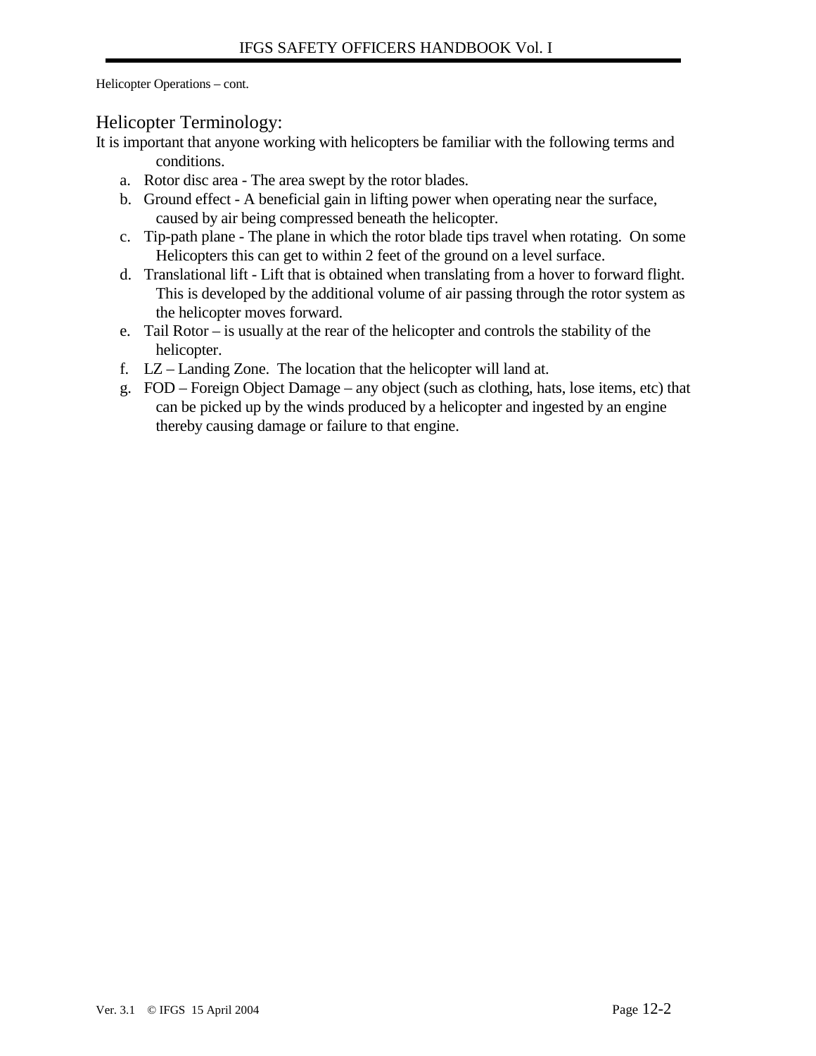Helicopter Operations – cont.

## Helicopter Terminology:

It is important that anyone working with helicopters be familiar with the following terms and conditions.

a. Rotor disc area - The area swept by the rotor blades.
b. Ground effect - A beneficial gain in lifting power when operating near the surface, caused by air being compressed beneath the helicopter.
c. Tip-path plane - The plane in which the rotor blade tips travel when rotating. On some Helicopters this can get to within 2 feet of the ground on a level surface.
d. Translational lift - Lift that is obtained when translating from a hover to forward flight. This is developed by the additional volume of air passing through the rotor system as the helicopter moves forward.
e. Tail Rotor – is usually at the rear of the helicopter and controls the stability of the helicopter.
f. LZ – Landing Zone. The location that the helicopter will land at.
g. FOD – Foreign Object Damage – any object (such as clothing, hats, lose items, etc) that can be picked up by the winds produced by a helicopter and ingested by an engine thereby causing damage or failure to that engine.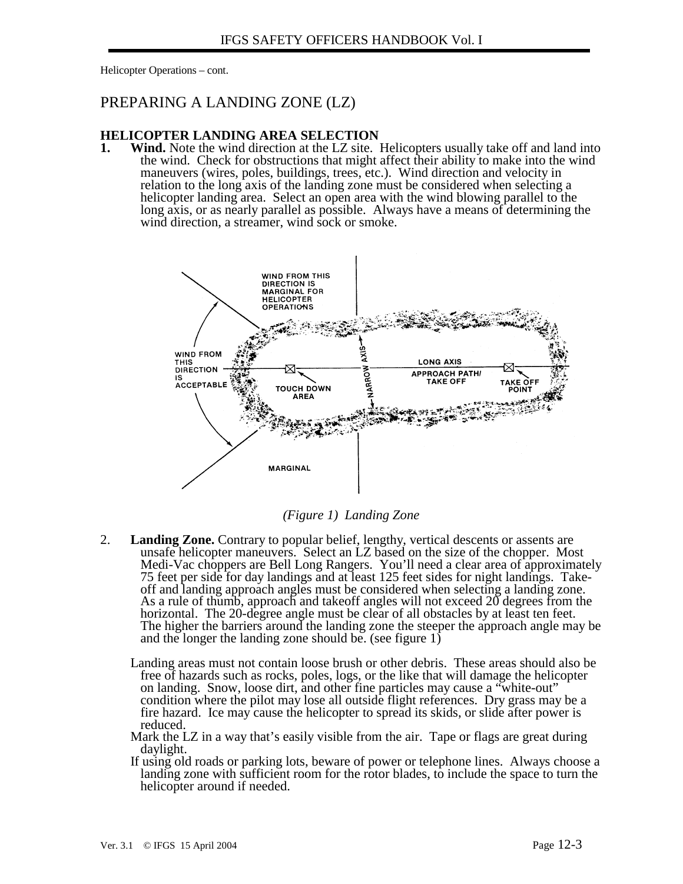Helicopter Operations – cont.

# PREPARING A LANDING ZONE (LZ)

## HELICOPTER LANDING AREA SELECTION

1. **Wind.** Note the wind direction at the LZ site. Helicopters usually take off and land into the wind. Check for obstructions that might affect their ability to make into the wind maneuvers (wires, poles, buildings, trees, etc.). Wind direction and velocity in relation to the long axis of the landing zone must be considered when selecting a helicopter landing area. Select an open area with the wind blowing parallel to the long axis, or as nearly parallel as possible. Always have a means of determining the wind direction, a streamer, wind sock or smoke.

WIND FROM THIS DIRECTION IS MARGINAL FOR HELICOPTER OPERATIONS

WIND FROM THIS DIRECTION IS ACCEPTABLE

NARROW AXIS

LONG AXIS

APPROACH PATH/ TAKE OFF

TOUCH DOWN AREA

TAKE OFF POINT

MARGINAL

*(Figure 1) Landing Zone*

2. **Landing Zone.** Contrary to popular belief, lengthy, vertical descents or assents are unsafe helicopter maneuvers. Select an LZ based on the size of the chopper. Most Medi-Vac choppers are Bell Long Rangers. You'll need a clear area of approximately 75 feet per side for day landings and at least 125 feet sides for night landings. Take-off and landing approach angles must be considered when selecting a landing zone. As a rule of thumb, approach and takeoff angles will not exceed 20 degrees from the horizontal. The 20-degree angle must be clear of all obstacles by at least ten feet. The higher the barriers around the landing zone the steeper the approach angle may be and the longer the landing zone should be. (see figure 1)

   Landing areas must not contain loose brush or other debris. These areas should also be free of hazards such as rocks, poles, logs, or the like that will damage the helicopter on landing. Snow, loose dirt, and other fine particles may cause a "white-out" condition where the pilot may lose all outside flight references. Dry grass may be a fire hazard. Ice may cause the helicopter to spread its skids, or slide after power is reduced.

   Mark the LZ in a way that's easily visible from the air. Tape or flags are great during daylight.

   If using old roads or parking lots, beware of power or telephone lines. Always choose a landing zone with sufficient room for the rotor blades, to include the space to turn the helicopter around if needed.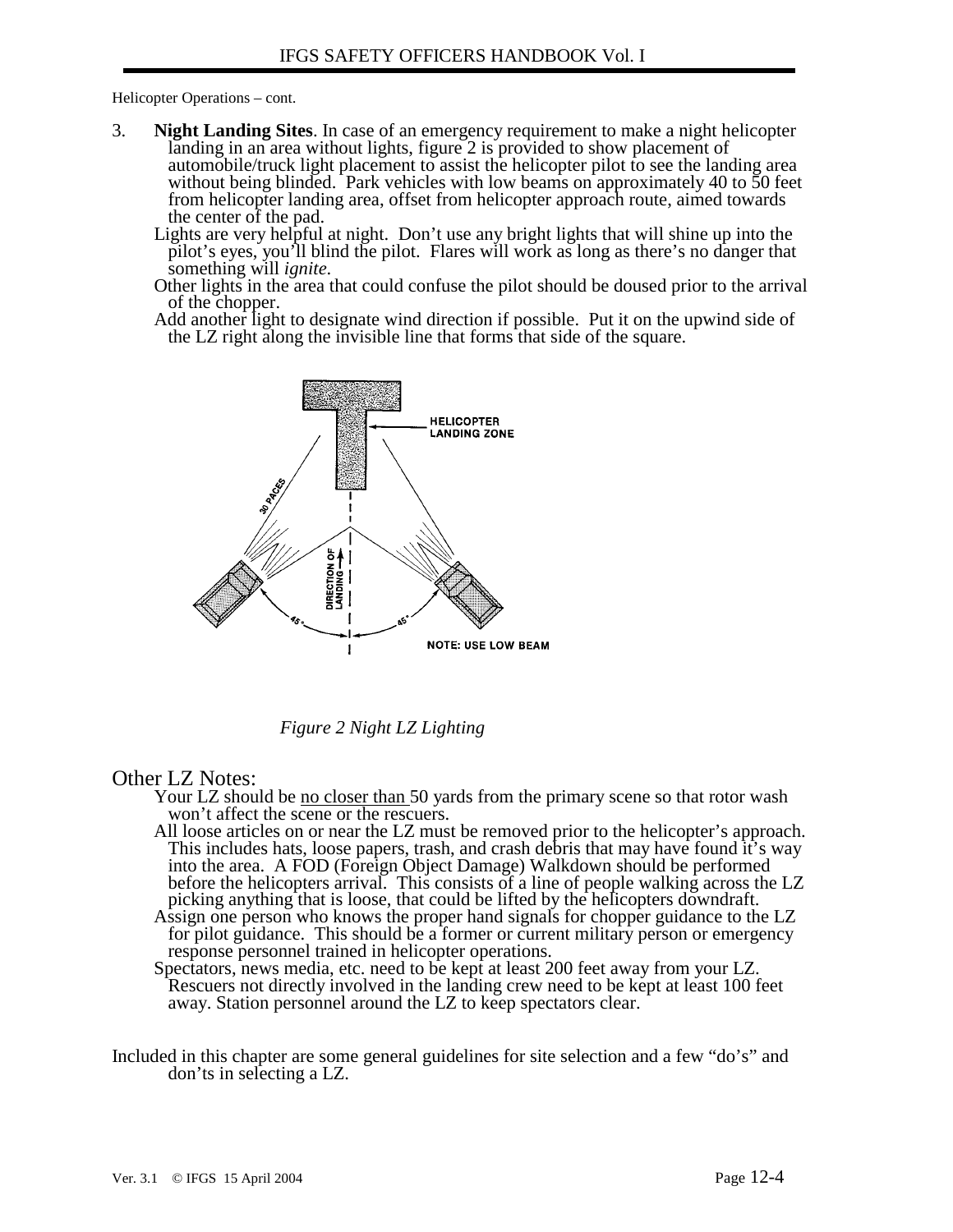Helicopter Operations – cont.

3. **Night Landing Sites**. In case of an emergency requirement to make a night helicopter landing in an area without lights, figure 2 is provided to show placement of automobile/truck light placement to assist the helicopter pilot to see the landing area without being blinded. Park vehicles with low beams on approximately 40 to 50 feet from helicopter landing area, offset from helicopter approach route, aimed towards the center of the pad.

   Lights are very helpful at night. Don't use any bright lights that will shine up into the pilot's eyes, you'll blind the pilot. Flares will work as long as there's no danger that something will *ignite*.

   Other lights in the area that could confuse the pilot should be doused prior to the arrival of the chopper.

   Add another light to designate wind direction if possible. Put it on the upwind side of the LZ right along the invisible line that forms that side of the square.

HELICOPTER LANDING ZONE

30 PACES

DIRECTION OF LANDING

45°

45°

NOTE: USE LOW BEAM

*Figure 2 Night LZ Lighting*

## Other LZ Notes:

Your LZ should be no closer than 50 yards from the primary scene so that rotor wash won't affect the scene or the rescuers.

All loose articles on or near the LZ must be removed prior to the helicopter's approach. This includes hats, loose papers, trash, and crash debris that may have found it's way into the area. A FOD (Foreign Object Damage) Walkdown should be performed before the helicopters arrival. This consists of a line of people walking across the LZ picking anything that is loose, that could be lifted by the helicopters downdraft.

Assign one person who knows the proper hand signals for chopper guidance to the LZ for pilot guidance. This should be a former or current military person or emergency response personnel trained in helicopter operations.

Spectators, news media, etc. need to be kept at least 200 feet away from your LZ. Rescuers not directly involved in the landing crew need to be kept at least 100 feet away. Station personnel around the LZ to keep spectators clear.

Included in this chapter are some general guidelines for site selection and a few "do's" and don'ts in selecting a LZ.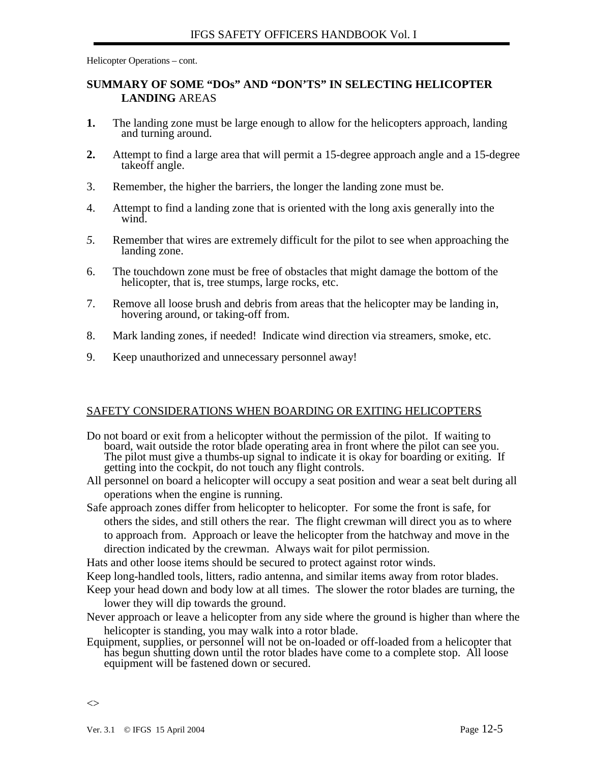Helicopter Operations – cont.

## SUMMARY OF SOME "DOs" AND "DON'TS" IN SELECTING HELICOPTER LANDING AREAS

**1.** The landing zone must be large enough to allow for the helicopters approach, landing and turning around.

**2.** Attempt to find a large area that will permit a 15-degree approach angle and a 15-degree takeoff angle.

3. Remember, the higher the barriers, the longer the landing zone must be.

4. Attempt to find a landing zone that is oriented with the long axis generally into the wind.

*5.* Remember that wires are extremely difficult for the pilot to see when approaching the landing zone.

6. The touchdown zone must be free of obstacles that might damage the bottom of the helicopter, that is, tree stumps, large rocks, etc.

7. Remove all loose brush and debris from areas that the helicopter may be landing in, hovering around, or taking-off from.

8. Mark landing zones, if needed! Indicate wind direction via streamers, smoke, etc.

9. Keep unauthorized and unnecessary personnel away!

## SAFETY CONSIDERATIONS WHEN BOARDING OR EXITING HELICOPTERS

Do not board or exit from a helicopter without the permission of the pilot. If waiting to board, wait outside the rotor blade operating area in front where the pilot can see you. The pilot must give a thumbs-up signal to indicate it is okay for boarding or exiting. If getting into the cockpit, do not touch any flight controls.

All personnel on board a helicopter will occupy a seat position and wear a seat belt during all operations when the engine is running.

Safe approach zones differ from helicopter to helicopter. For some the front is safe, for others the sides, and still others the rear. The flight crewman will direct you as to where to approach from. Approach or leave the helicopter from the hatchway and move in the direction indicated by the crewman. Always wait for pilot permission.

Hats and other loose items should be secured to protect against rotor winds.

Keep long-handled tools, litters, radio antenna, and similar items away from rotor blades.

Keep your head down and body low at all times. The slower the rotor blades are turning, the lower they will dip towards the ground.

Never approach or leave a helicopter from any side where the ground is higher than where the helicopter is standing, you may walk into a rotor blade.

Equipment, supplies, or personnel will not be on-loaded or off-loaded from a helicopter that has begun shutting down until the rotor blades have come to a complete stop. All loose equipment will be fastened down or secured.

<>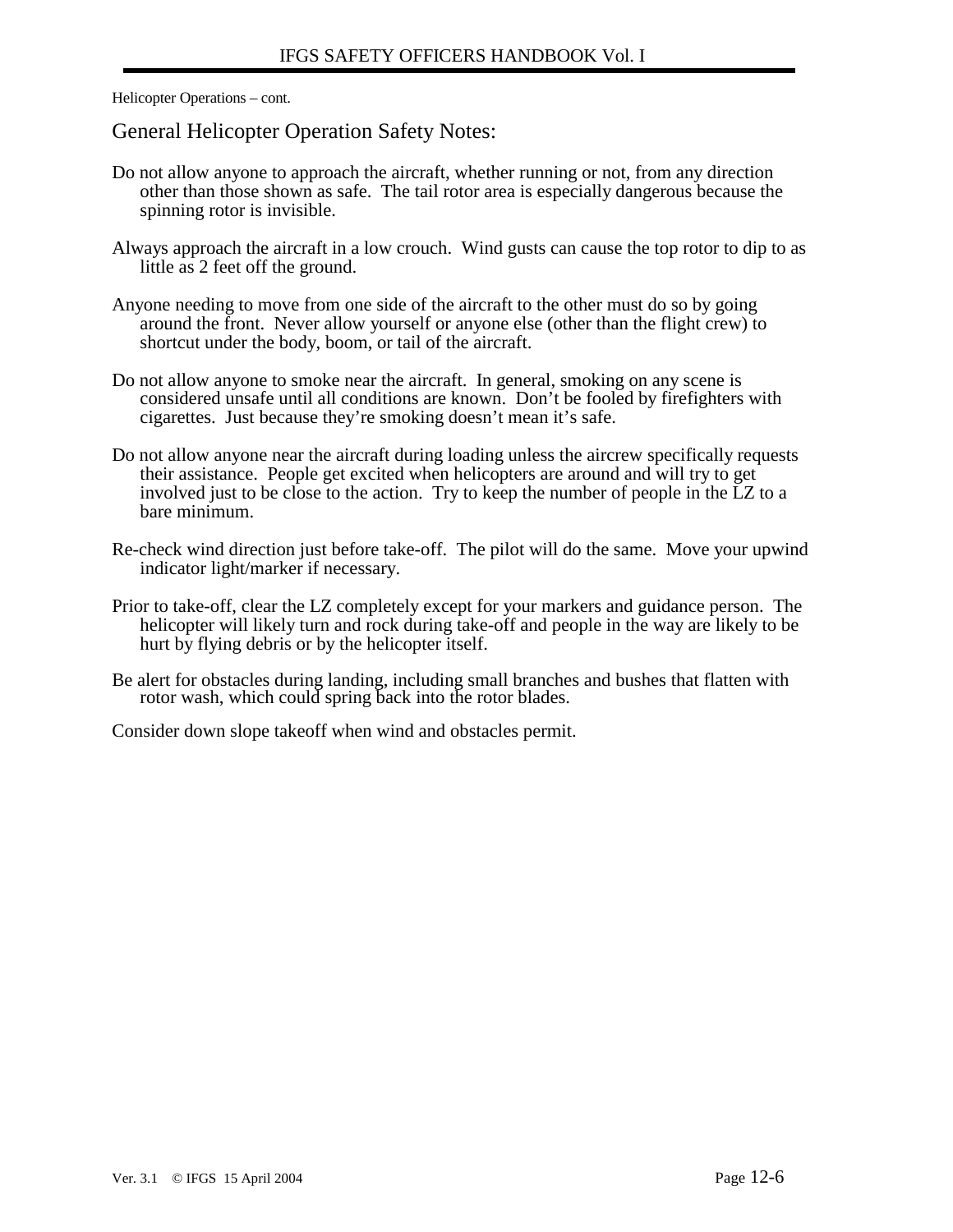Helicopter Operations – cont.

## General Helicopter Operation Safety Notes:

Do not allow anyone to approach the aircraft, whether running or not, from any direction other than those shown as safe. The tail rotor area is especially dangerous because the spinning rotor is invisible.

Always approach the aircraft in a low crouch. Wind gusts can cause the top rotor to dip to as little as 2 feet off the ground.

Anyone needing to move from one side of the aircraft to the other must do so by going around the front. Never allow yourself or anyone else (other than the flight crew) to shortcut under the body, boom, or tail of the aircraft.

Do not allow anyone to smoke near the aircraft. In general, smoking on any scene is considered unsafe until all conditions are known. Don't be fooled by firefighters with cigarettes. Just because they're smoking doesn't mean it's safe.

Do not allow anyone near the aircraft during loading unless the aircrew specifically requests their assistance. People get excited when helicopters are around and will try to get involved just to be close to the action. Try to keep the number of people in the LZ to a bare minimum.

Re-check wind direction just before take-off. The pilot will do the same. Move your upwind indicator light/marker if necessary.

Prior to take-off, clear the LZ completely except for your markers and guidance person. The helicopter will likely turn and rock during take-off and people in the way are likely to be hurt by flying debris or by the helicopter itself.

Be alert for obstacles during landing, including small branches and bushes that flatten with rotor wash, which could spring back into the rotor blades.

Consider down slope takeoff when wind and obstacles permit.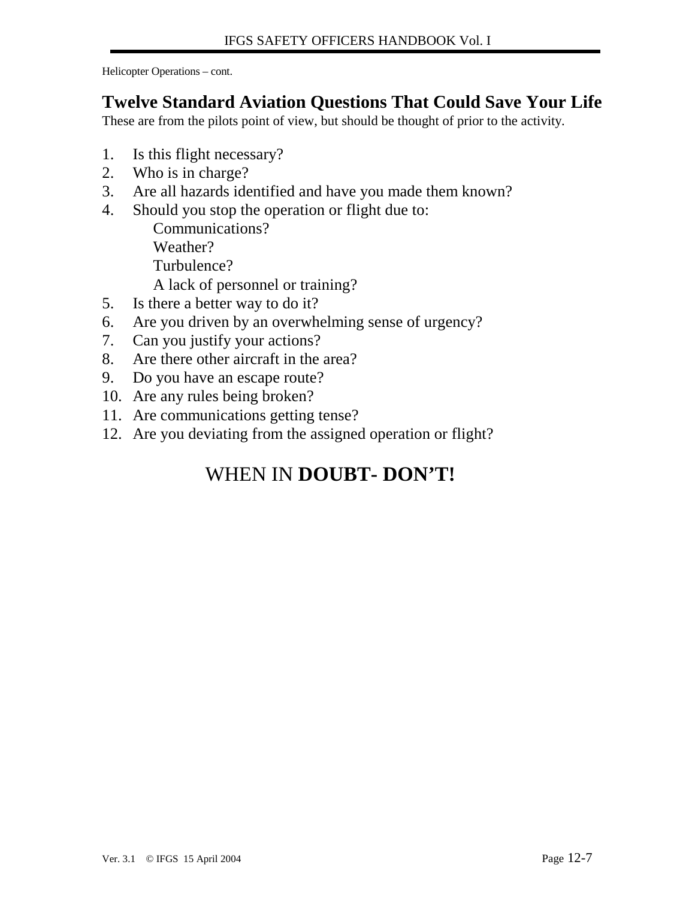Helicopter Operations – cont.

## Twelve Standard Aviation Questions That Could Save Your Life

These are from the pilots point of view, but should be thought of prior to the activity.

1. Is this flight necessary?
2. Who is in charge?
3. Are all hazards identified and have you made them known?
4. Should you stop the operation or flight due to:
   - Communications?
   - Weather?
   - Turbulence?
   - A lack of personnel or training?
5. Is there a better way to do it?
6. Are you driven by an overwhelming sense of urgency?
7. Can you justify your actions?
8. Are there other aircraft in the area?
9. Do you have an escape route?
10. Are any rules being broken?
11. Are communications getting tense?
12. Are you deviating from the assigned operation or flight?

WHEN IN **DOUBT- DON'T!**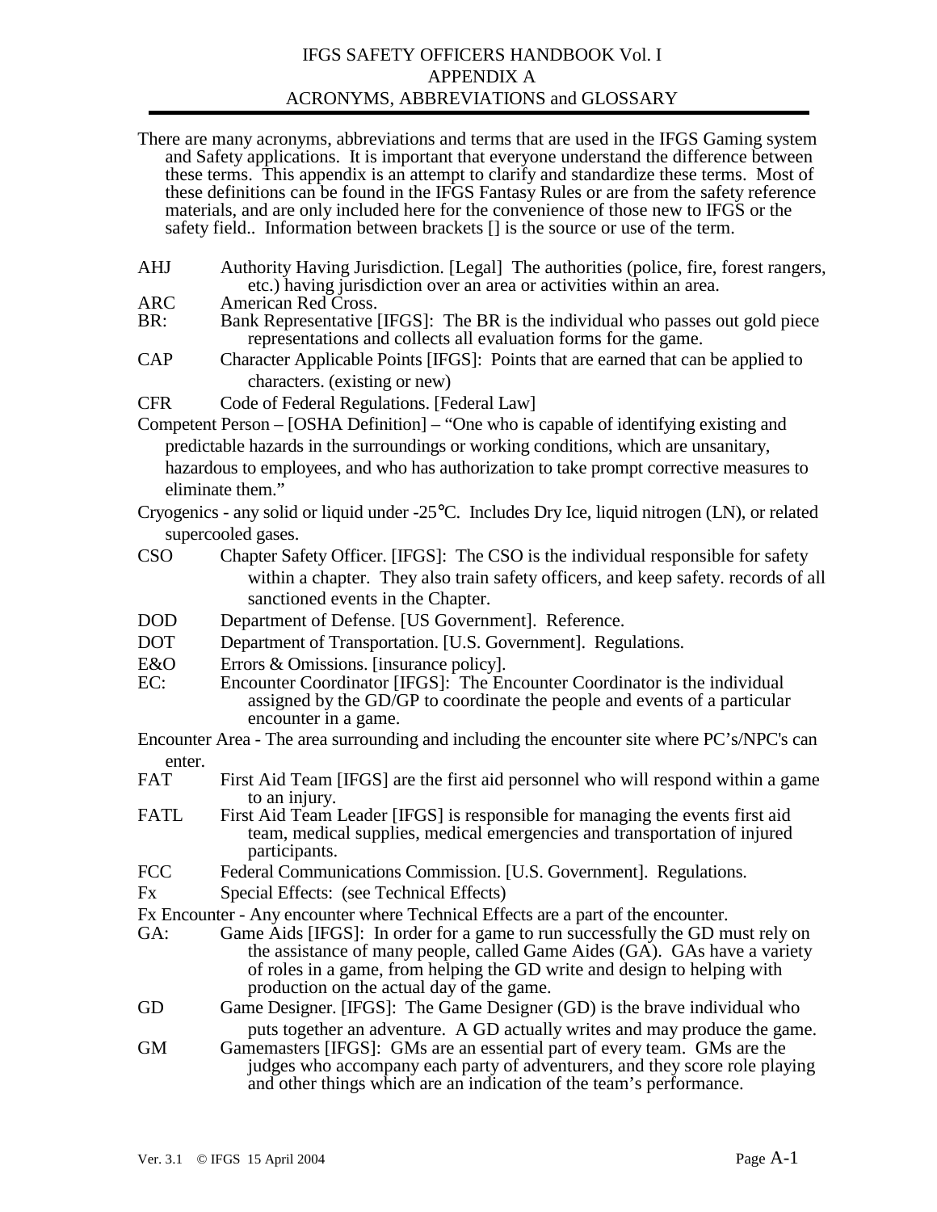# IFGS SAFETY OFFICERS HANDBOOK Vol. I
## APPENDIX A
## ACRONYMS, ABBREVIATIONS and GLOSSARY

There are many acronyms, abbreviations and terms that are used in the IFGS Gaming system and Safety applications. It is important that everyone understand the difference between these terms. This appendix is an attempt to clarify and standardize these terms. Most of these definitions can be found in the IFGS Fantasy Rules or are from the safety reference materials, and are only included here for the convenience of those new to IFGS or the safety field.. Information between brackets [] is the source or use of the term.

AHJ — Authority Having Jurisdiction. [Legal] The authorities (police, fire, forest rangers, etc.) having jurisdiction over an area or activities within an area.

ARC — American Red Cross.

BR: — Bank Representative [IFGS]: The BR is the individual who passes out gold piece representations and collects all evaluation forms for the game.

CAP — Character Applicable Points [IFGS]: Points that are earned that can be applied to characters. (existing or new)

CFR — Code of Federal Regulations. [Federal Law]

Competent Person – [OSHA Definition] – "One who is capable of identifying existing and predictable hazards in the surroundings or working conditions, which are unsanitary, hazardous to employees, and who has authorization to take prompt corrective measures to eliminate them."

Cryogenics - any solid or liquid under -25°C. Includes Dry Ice, liquid nitrogen (LN), or related supercooled gases.

CSO — Chapter Safety Officer. [IFGS]: The CSO is the individual responsible for safety within a chapter. They also train safety officers, and keep safety. records of all sanctioned events in the Chapter.

DOD — Department of Defense. [US Government]. Reference.

DOT — Department of Transportation. [U.S. Government]. Regulations.

E&O — Errors & Omissions. [insurance policy].

EC: — Encounter Coordinator [IFGS]: The Encounter Coordinator is the individual assigned by the GD/GP to coordinate the people and events of a particular encounter in a game.

Encounter Area - The area surrounding and including the encounter site where PC's/NPC's can enter.

FAT — First Aid Team [IFGS] are the first aid personnel who will respond within a game to an injury.

FATL — First Aid Team Leader [IFGS] is responsible for managing the events first aid team, medical supplies, medical emergencies and transportation of injured participants.

FCC — Federal Communications Commission. [U.S. Government]. Regulations.

Fx — Special Effects: (see Technical Effects)

Fx Encounter - Any encounter where Technical Effects are a part of the encounter.

GA: — Game Aids [IFGS]: In order for a game to run successfully the GD must rely on the assistance of many people, called Game Aides (GA). GAs have a variety of roles in a game, from helping the GD write and design to helping with production on the actual day of the game.

GD — Game Designer. [IFGS]: The Game Designer (GD) is the brave individual who puts together an adventure. A GD actually writes and may produce the game.

GM — Gamemasters [IFGS]: GMs are an essential part of every team. GMs are the judges who accompany each party of adventurers, and they score role playing and other things which are an indication of the team's performance.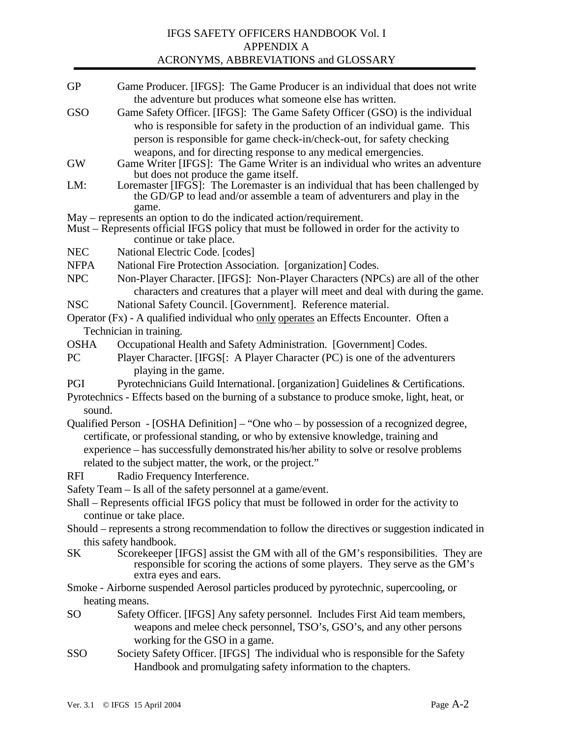GP Game Producer. [IFGS]: The Game Producer is an individual that does not write the adventure but produces what someone else has written.

GSO Game Safety Officer. [IFGS]: The Game Safety Officer (GSO) is the individual who is responsible for safety in the production of an individual game. This person is responsible for game check-in/check-out, for safety checking weapons, and for directing response to any medical emergencies.

GW Game Writer [IFGS]: The Game Writer is an individual who writes an adventure but does not produce the game itself.

LM: Loremaster [IFGS]: The Loremaster is an individual that has been challenged by the GD/GP to lead and/or assemble a team of adventurers and play in the game.

May – represents an option to do the indicated action/requirement.

Must – Represents official IFGS policy that must be followed in order for the activity to continue or take place.

NEC National Electric Code. [codes]

NFPA National Fire Protection Association. [organization] Codes.

NPC Non-Player Character. [IFGS]: Non-Player Characters (NPCs) are all of the other characters and creatures that a player will meet and deal with during the game.

NSC National Safety Council. [Government]. Reference material.

Operator (Fx) - A qualified individual who only operates an Effects Encounter. Often a Technician in training.

OSHA Occupational Health and Safety Administration. [Government] Codes.

PC Player Character. [IFGS[: A Player Character (PC) is one of the adventurers playing in the game.

PGI Pyrotechnicians Guild International. [organization] Guidelines & Certifications.

Pyrotechnics - Effects based on the burning of a substance to produce smoke, light, heat, or sound.

Qualified Person - [OSHA Definition] – "One who – by possession of a recognized degree, certificate, or professional standing, or who by extensive knowledge, training and experience – has successfully demonstrated his/her ability to solve or resolve problems related to the subject matter, the work, or the project."

RFI Radio Frequency Interference.

Safety Team – Is all of the safety personnel at a game/event.

Shall – Represents official IFGS policy that must be followed in order for the activity to continue or take place.

Should – represents a strong recommendation to follow the directives or suggestion indicated in this safety handbook.

SK Scorekeeper [IFGS] assist the GM with all of the GM's responsibilities. They are responsible for scoring the actions of some players. They serve as the GM's extra eyes and ears.

Smoke - Airborne suspended Aerosol particles produced by pyrotechnic, supercooling, or heating means.

SO Safety Officer. [IFGS] Any safety personnel. Includes First Aid team members, weapons and melee check personnel, TSO's, GSO's, and any other persons working for the GSO in a game.

SSO Society Safety Officer. [IFGS] The individual who is responsible for the Safety Handbook and promulgating safety information to the chapters.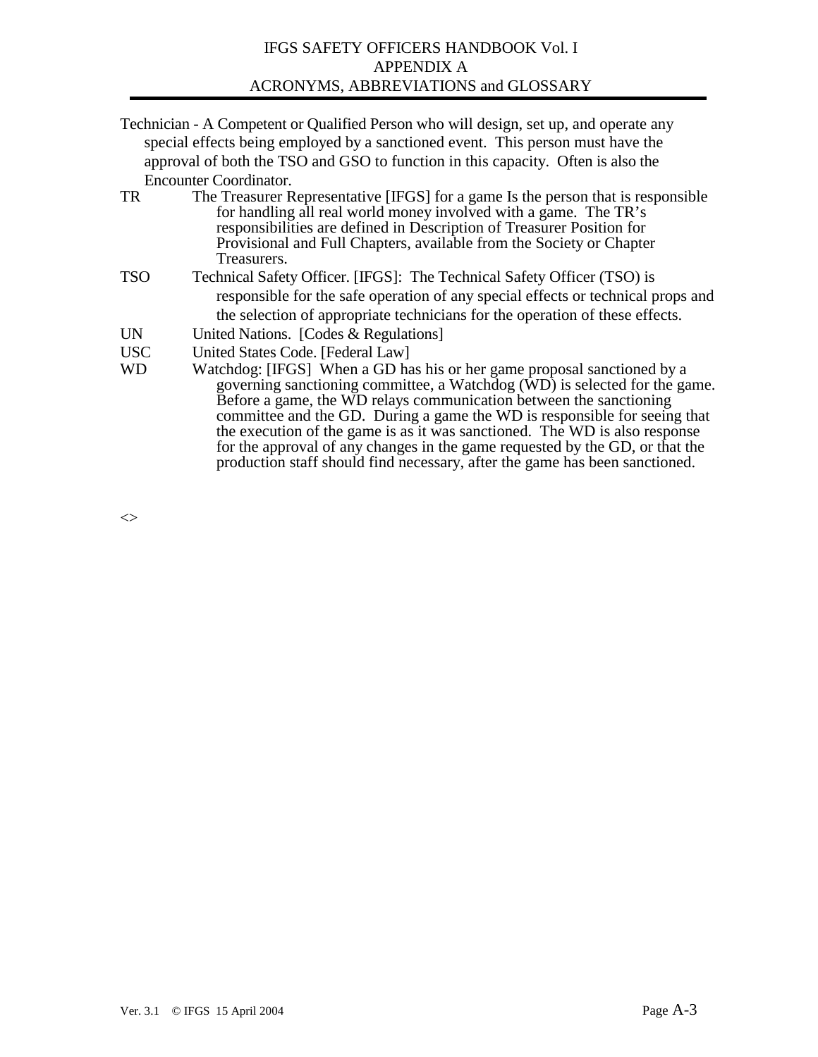Technician - A Competent or Qualified Person who will design, set up, and operate any special effects being employed by a sanctioned event. This person must have the approval of both the TSO and GSO to function in this capacity. Often is also the Encounter Coordinator.

TR The Treasurer Representative [IFGS] for a game Is the person that is responsible for handling all real world money involved with a game. The TR's responsibilities are defined in Description of Treasurer Position for Provisional and Full Chapters, available from the Society or Chapter Treasurers.

TSO Technical Safety Officer. [IFGS]: The Technical Safety Officer (TSO) is responsible for the safe operation of any special effects or technical props and the selection of appropriate technicians for the operation of these effects.

UN United Nations. [Codes & Regulations]

USC United States Code. [Federal Law]

WD Watchdog: [IFGS] When a GD has his or her game proposal sanctioned by a governing sanctioning committee, a Watchdog (WD) is selected for the game. Before a game, the WD relays communication between the sanctioning committee and the GD. During a game the WD is responsible for seeing that the execution of the game is as it was sanctioned. The WD is also response for the approval of any changes in the game requested by the GD, or that the production staff should find necessary, after the game has been sanctioned.

<>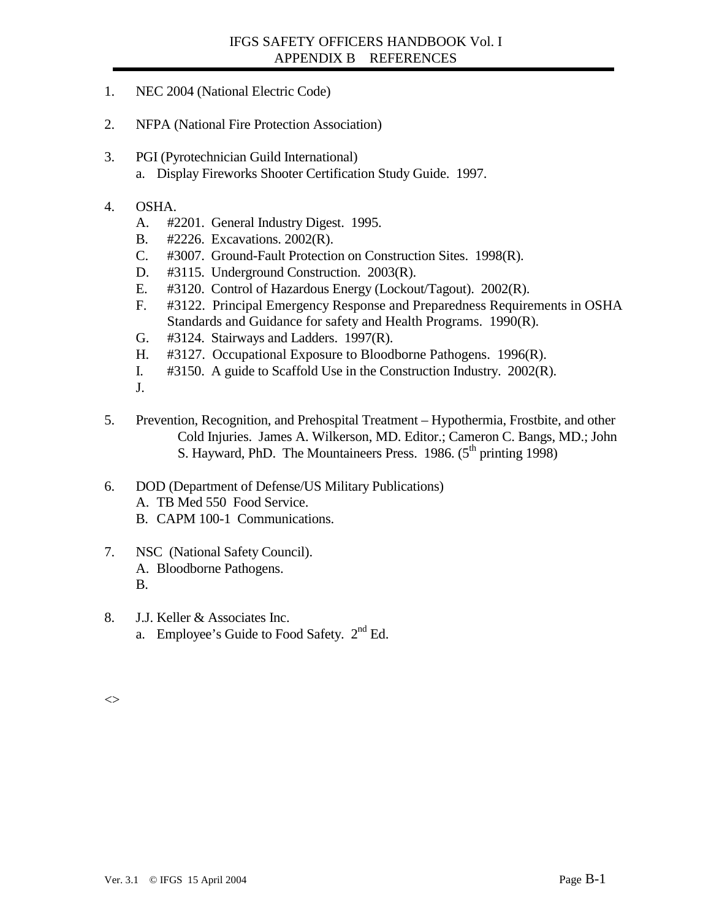# APPENDIX B REFERENCES

1. NEC 2004 (National Electric Code)

2. NFPA (National Fire Protection Association)

3. PGI (Pyrotechnician Guild International)
   a. Display Fireworks Shooter Certification Study Guide. 1997.

4. OSHA.
   A. #2201. General Industry Digest. 1995.
   B. #2226. Excavations. 2002(R).
   C. #3007. Ground-Fault Protection on Construction Sites. 1998(R).
   D. #3115. Underground Construction. 2003(R).
   E. #3120. Control of Hazardous Energy (Lockout/Tagout). 2002(R).
   F. #3122. Principal Emergency Response and Preparedness Requirements in OSHA Standards and Guidance for safety and Health Programs. 1990(R).
   G. #3124. Stairways and Ladders. 1997(R).
   H. #3127. Occupational Exposure to Bloodborne Pathogens. 1996(R).
   I. #3150. A guide to Scaffold Use in the Construction Industry. 2002(R).
   J.

5. Prevention, Recognition, and Prehospital Treatment – Hypothermia, Frostbite, and other Cold Injuries. James A. Wilkerson, MD. Editor.; Cameron C. Bangs, MD.; John S. Hayward, PhD. The Mountaineers Press. 1986. (5th printing 1998)

6. DOD (Department of Defense/US Military Publications)
   A. TB Med 550 Food Service.
   B. CAPM 100-1 Communications.

7. NSC (National Safety Council).
   A. Bloodborne Pathogens.
   B.

8. J.J. Keller & Associates Inc.
   a. Employee's Guide to Food Safety. 2nd Ed.

<>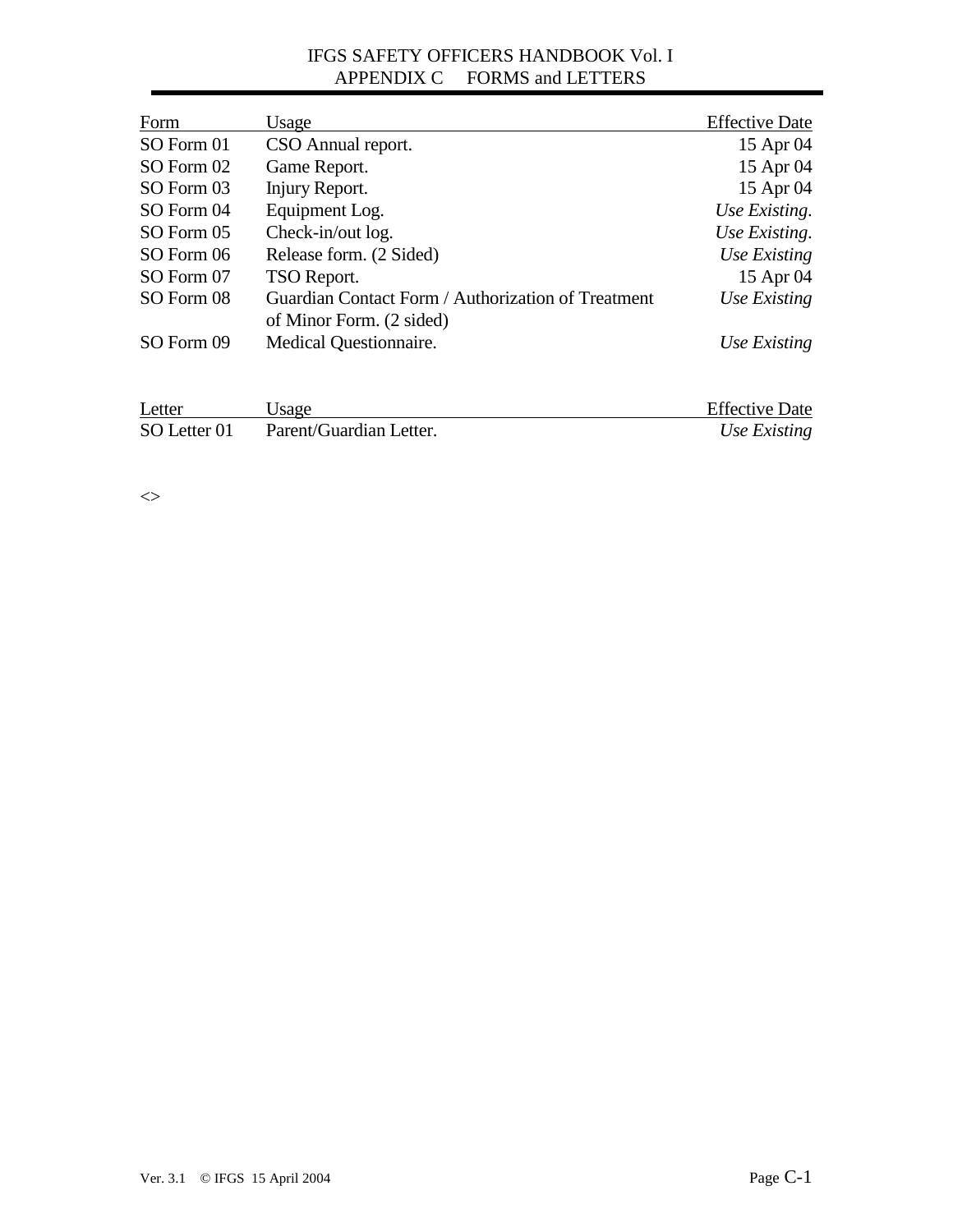| Form | Usage | Effective Date |
| --- | --- | --- |
| SO Form 01 | CSO Annual report. | 15 Apr 04 |
| SO Form 02 | Game Report. | 15 Apr 04 |
| SO Form 03 | Injury Report. | 15 Apr 04 |
| SO Form 04 | Equipment Log. | *Use Existing.* |
| SO Form 05 | Check-in/out log. | *Use Existing.* |
| SO Form 06 | Release form. (2 Sided) | *Use Existing* |
| SO Form 07 | TSO Report. | 15 Apr 04 |
| SO Form 08 | Guardian Contact Form / Authorization of Treatment of Minor Form. (2 sided) | *Use Existing* |
| SO Form 09 | Medical Questionnaire. | *Use Existing* |

| Letter | Usage | Effective Date |
| --- | --- | --- |
| SO Letter 01 | Parent/Guardian Letter. | *Use Existing* |

<>